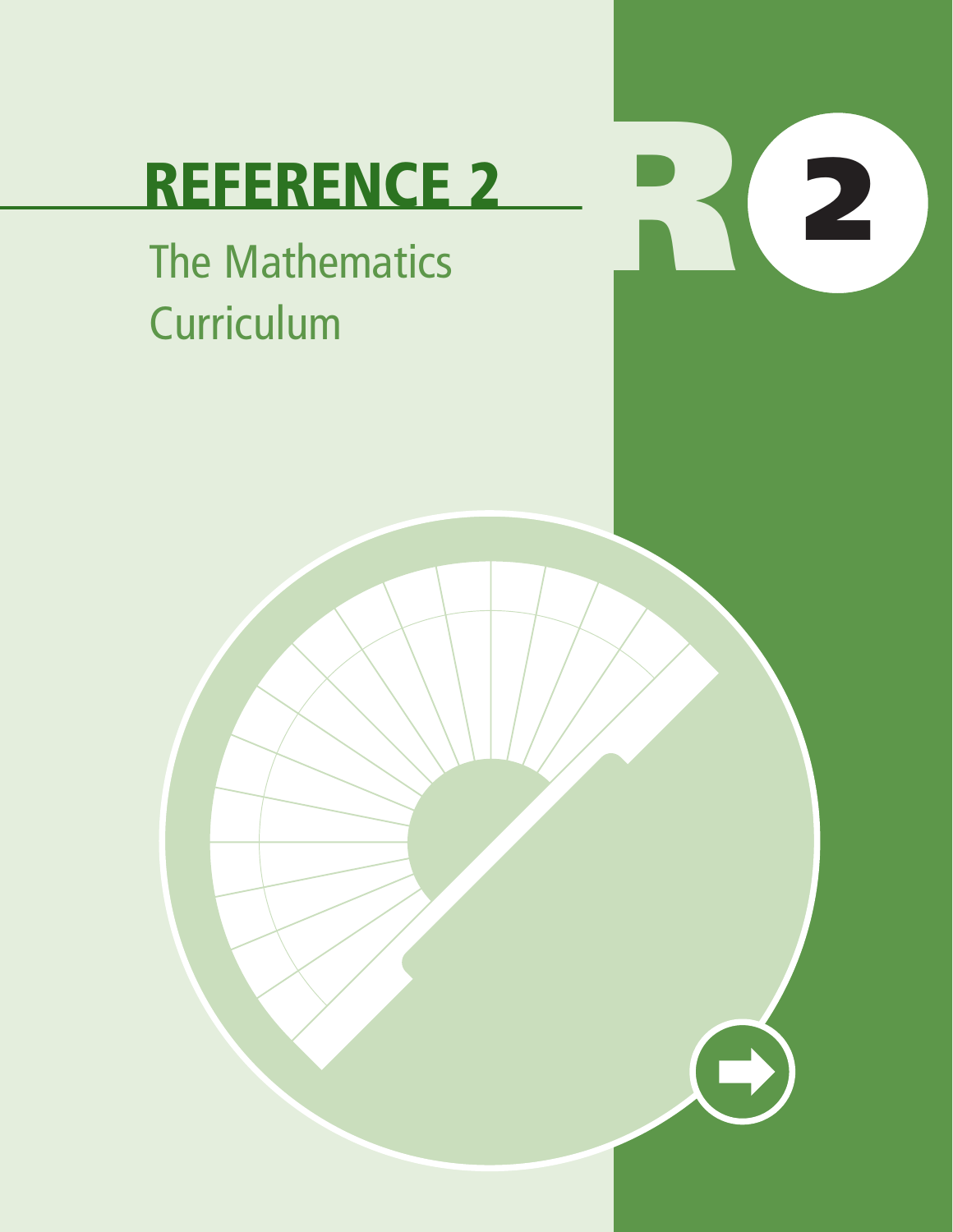# REFERENCE 2

## The Mathematics Curriculum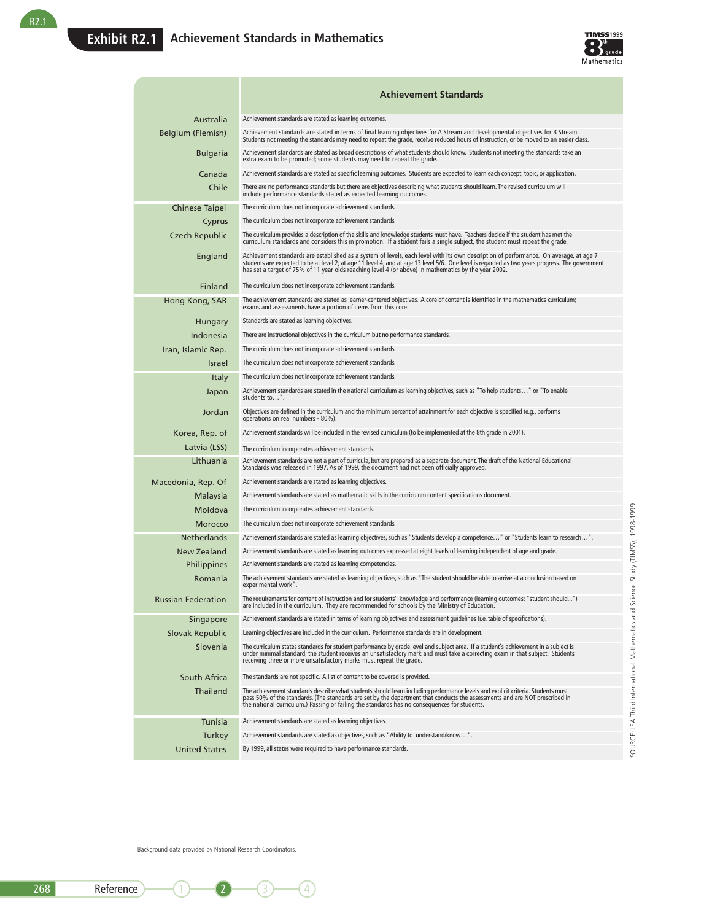## Exhibit R2.1 Achievement Standards in Mathematics

| | Achievement Standards |
|---|---|
| Australia | Achievement standards are stated as learning outcomes. |
| Belgium (Flemish) | Achievement standards are stated in terms of final learning objectives for A Stream and developmental objectives for B Stream. Students not meeting the standards may need to repeat the grade, receive reduced hours of instruction, or be moved to an easier class. |
| Bulgaria | Achievement standards are stated as broad descriptions of what students should know. Students not meeting the standards take an extra exam to be promoted; some students may need to repeat the grade. |
| Canada | Achievement standards are stated as specific learning outcomes. Students are expected to learn each concept, topic, or application. |
| Chile | There are no performance standards but there are objectives describing what students should learn. The revised curriculum will include performance standards stated as expected learning outcomes. |
| Chinese Taipei | The curriculum does not incorporate achievement standards. |
| Cyprus | The curriculum does not incorporate achievement standards. |
| Czech Republic | The curriculum provides a description of the skills and knowledge students must have. Teachers decide if the student has met the curriculum standards and considers this in promotion. If a student fails a single subject, the student must repeat the grade. |
| England | Achievement standards are established as a system of levels, each level with its own description of performance. On average, at age 7 students are expected to be at level 2; at age 11 level 4; and at age 13 level 5/6. One level is regarded as two years progress. The government has set a target of 75% of 11 year olds reaching level 4 (or above) in mathematics by the year 2002. |
| Finland | The curriculum does not incorporate achievement standards. |
| Hong Kong, SAR | The achievement standards are stated as learner-centered objectives. A core of content is identified in the mathematics curriculum; exams and assessments have a portion of items from this core. |
| Hungary | Standards are stated as learning objectives. |
| Indonesia | There are instructional objectives in the curriculum but no performance standards. |
| Iran, Islamic Rep. | The curriculum does not incorporate achievement standards. |
| Israel | The curriculum does not incorporate achievement standards. |
| Italy | The curriculum does not incorporate achievement standards. |
| Japan | Achievement standards are stated in the national curriculum as learning objectives, such as "To help students…" or "To enable students to…". |
| Jordan | Objectives are defined in the curriculum and the minimum percent of attainment for each objective is specified (e.g., performs operations on real numbers - 80%). |
| Korea, Rep. of | Achievement standards will be included in the revised curriculum (to be implemented at the 8th grade in 2001). |
| Latvia (LSS) | The curriculum incorporates achievement standards. |
| Lithuania | Achievement standards are not a part of curricula, but are prepared as a separate document. The draft of the National Educational Standards was released in 1997. As of 1999, the document had not been officially approved. |
| Macedonia, Rep. Of | Achievement standards are stated as learning objectives. |
| Malaysia | Achievement standards are stated as mathematic skills in the curriculum content specifications document. |
| Moldova | The curriculum incorporates achievement standards. |
| Morocco | The curriculum does not incorporate achievement standards. |
| Netherlands | Achievement standards are stated as learning objectives, such as "Students develop a competence…" or "Students learn to research…". |
| New Zealand | Achievement standards are stated as learning outcomes expressed at eight levels of learning independent of age and grade. |
| Philippines | Achievement standards are stated as learning competencies. |
| Romania | The achievement standards are stated as learning objectives, such as "The student should be able to arrive at a conclusion based on experimental work". |
| Russian Federation | The requirements for content of instruction and for students' knowledge and performance (learning outcomes: "student should…") are included in the curriculum. They are recommended for schools by the Ministry of Education. |
| Singapore | Achievement standards are stated in terms of learning objectives and assessment guidelines (i.e. table of specifications). |
| Slovak Republic | Learning objectives are included in the curriculum. Performance standards are in development. |
| Slovenia | The curriculum states standards for student performance by grade level and subject area. If a student's achievement in a subject is under minimal standard, the student receives an unsatisfactory mark and must take a correcting exam in that subject. Students receiving three or more unsatisfactory marks must repeat the grade. |
| South Africa | The standards are not specific. A list of content to be covered is provided. |
| Thailand | The achievement standards describe what students should learn including performance levels and explicit criteria. Students must pass 50% of the standards. (The standards are set by the department that conducts the assessments and are NOT prescribed in the national curriculum.) Passing or failing the standards has no consequences for students. |
| Tunisia | Achievement standards are stated as learning objectives. |
| Turkey | Achievement standards are stated as objectives, such as "Ability to understand/know…". |
| United States | By 1999, all states were required to have performance standards. |

Background data provided by National Research Coordinators.

SOURCE: IEA Third International Mathematics and Science Study (TIMSS), 1998-1999.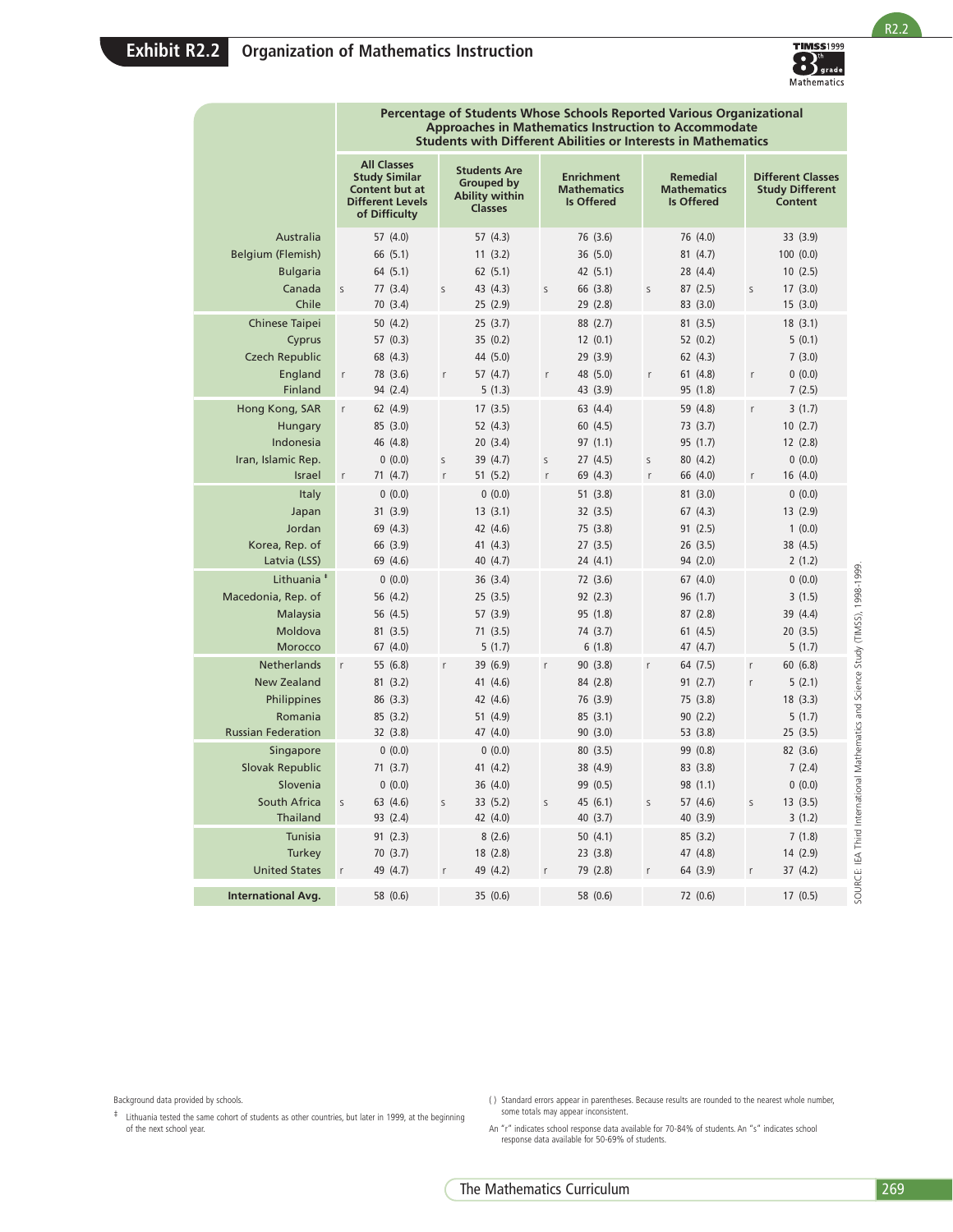## Exhibit R2.2 Organization of Mathematics Instruction

| | Percentage of Students Whose Schools Reported Various Organizational Approaches in Mathematics Instruction to Accommodate Students with Different Abilities or Interests in Mathematics | | | | |
|---|---|---|---|---|---|
| | All Classes Study Similar Content but at Different Levels of Difficulty | Students Are Grouped by Ability within Classes | Enrichment Mathematics Is Offered | Remedial Mathematics Is Offered | Different Classes Study Different Content |
| Australia | 57 (4.0) | 57 (4.3) | 76 (3.6) | 76 (4.0) | 33 (3.9) |
| Belgium (Flemish) | 66 (5.1) | 11 (3.2) | 36 (5.0) | 81 (4.7) | 100 (0.0) |
| Bulgaria | 64 (5.1) | 62 (5.1) | 42 (5.1) | 28 (4.4) | 10 (2.5) |
| Canada | s 77 (3.4) | s 43 (4.3) | s 66 (3.8) | s 87 (2.5) | s 17 (3.0) |
| Chile | 70 (3.4) | 25 (2.9) | 29 (2.8) | 83 (3.0) | 15 (3.0) |
| Chinese Taipei | 50 (4.2) | 25 (3.7) | 88 (2.7) | 81 (3.5) | 18 (3.1) |
| Cyprus | 57 (0.3) | 35 (0.2) | 12 (0.1) | 52 (0.2) | 5 (0.1) |
| Czech Republic | 68 (4.3) | 44 (5.0) | 29 (3.9) | 62 (4.3) | 7 (3.0) |
| England | r 78 (3.6) | r 57 (4.7) | r 48 (5.0) | r 61 (4.8) | r 0 (0.0) |
| Finland | 94 (2.4) | 5 (1.3) | 43 (3.9) | 95 (1.8) | 7 (2.5) |
| Hong Kong, SAR | r 62 (4.9) | 17 (3.5) | 63 (4.4) | 59 (4.8) | r 3 (1.7) |
| Hungary | 85 (3.0) | 52 (4.3) | 60 (4.5) | 73 (3.7) | 10 (2.7) |
| Indonesia | 46 (4.8) | 20 (3.4) | 97 (1.1) | 95 (1.7) | 12 (2.8) |
| Iran, Islamic Rep. | 0 (0.0) | s 39 (4.7) | s 27 (4.5) | s 80 (4.2) | 0 (0.0) |
| Israel | r 71 (4.7) | r 51 (5.2) | r 69 (4.3) | r 66 (4.0) | r 16 (4.0) |
| Italy | 0 (0.0) | 0 (0.0) | 51 (3.8) | 81 (3.0) | 0 (0.0) |
| Japan | 31 (3.9) | 13 (3.1) | 32 (3.5) | 67 (4.3) | 13 (2.9) |
| Jordan | 69 (4.3) | 42 (4.6) | 75 (3.8) | 91 (2.5) | 1 (0.0) |
| Korea, Rep. of | 66 (3.9) | 41 (4.3) | 27 (3.5) | 26 (3.5) | 38 (4.5) |
| Latvia (LSS) | 69 (4.6) | 40 (4.7) | 24 (4.1) | 94 (2.0) | 2 (1.2) |
| Lithuania ‡ | 0 (0.0) | 36 (3.4) | 72 (3.6) | 67 (4.0) | 0 (0.0) |
| Macedonia, Rep. of | 56 (4.2) | 25 (3.5) | 92 (2.3) | 96 (1.7) | 3 (1.5) |
| Malaysia | 56 (4.5) | 57 (3.9) | 95 (1.8) | 87 (2.8) | 39 (4.4) |
| Moldova | 81 (3.5) | 71 (3.5) | 74 (3.7) | 61 (4.5) | 20 (3.5) |
| Morocco | 67 (4.0) | 5 (1.7) | 6 (1.8) | 47 (4.7) | 5 (1.7) |
| Netherlands | r 55 (6.8) | r 39 (6.9) | r 90 (3.8) | r 64 (7.5) | r 60 (6.8) |
| New Zealand | 81 (3.2) | 41 (4.6) | 84 (2.8) | 91 (2.7) | r 5 (2.1) |
| Philippines | 86 (3.3) | 42 (4.6) | 76 (3.9) | 75 (3.8) | 18 (3.3) |
| Romania | 85 (3.2) | 51 (4.9) | 85 (3.1) | 90 (2.2) | 5 (1.7) |
| Russian Federation | 32 (3.8) | 47 (4.0) | 90 (3.0) | 53 (3.8) | 25 (3.5) |
| Singapore | 0 (0.0) | 0 (0.0) | 80 (3.5) | 99 (0.8) | 82 (3.6) |
| Slovak Republic | 71 (3.7) | 41 (4.2) | 38 (4.9) | 83 (3.8) | 7 (2.4) |
| Slovenia | 0 (0.0) | 36 (4.0) | 99 (0.5) | 98 (1.1) | 0 (0.0) |
| South Africa | s 63 (4.6) | s 33 (5.2) | s 45 (6.1) | s 57 (4.6) | s 13 (3.5) |
| Thailand | 93 (2.4) | 42 (4.0) | 40 (3.7) | 40 (3.9) | 3 (1.2) |
| Tunisia | 91 (2.3) | 8 (2.6) | 50 (4.1) | 85 (3.2) | 7 (1.8) |
| Turkey | 70 (3.7) | 18 (2.8) | 23 (3.8) | 47 (4.8) | 14 (2.9) |
| United States | r 49 (4.7) | r 49 (4.2) | r 79 (2.8) | r 64 (3.9) | r 37 (4.2) |
| **International Avg.** | 58 (0.6) | 35 (0.6) | 58 (0.6) | 72 (0.6) | 17 (0.5) |

SOURCE: IEA Third International Mathematics and Science Study (TIMSS), 1998-1999.

Background data provided by schools.

‡ Lithuania tested the same cohort of students as other countries, but later in 1999, at the beginning of the next school year.

( ) Standard errors appear in parentheses. Because results are rounded to the nearest whole number, some totals may appear inconsistent.

An "r" indicates school response data available for 70-84% of students. An "s" indicates school response data available for 50-69% of students.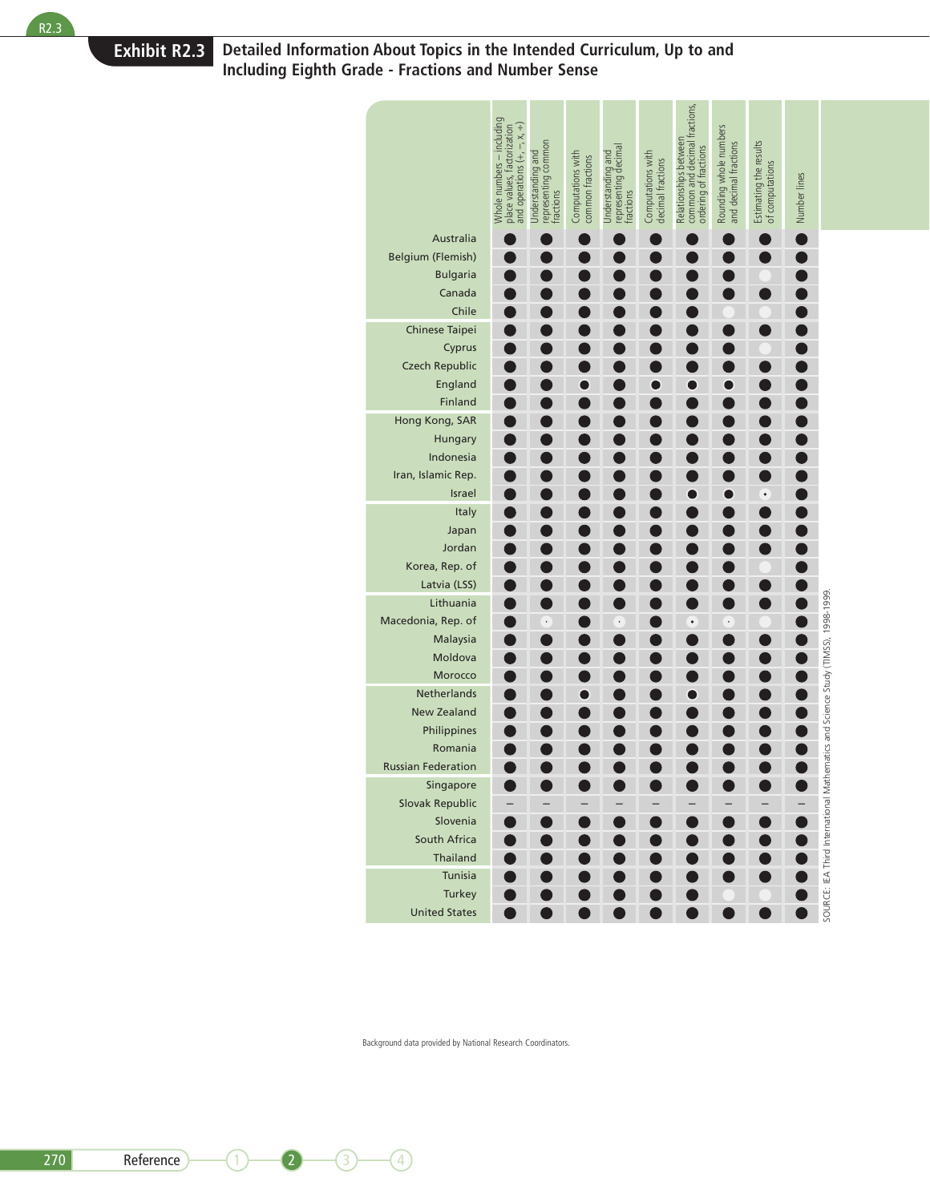## Exhibit R2.3 Detailed Information About Topics in the Intended Curriculum, Up to and Including Eighth Grade - Fractions and Number Sense

| | Whole numbers – including place values, factorization and operations (+, –, x, ÷) | Understanding and representing common fractions | Computations with common fractions | Understanding and representing decimal fractions | Computations with decimal fractions | Relationships between common and decimal fractions, ordering of fractions | Rounding whole numbers and decimal fractions | Estimating the results of computations | Number lines |
|---|---|---|---|---|---|---|---|---|---|
| Australia | ● | ● | ● | ● | ● | ● | ● | ● | ● |
| Belgium (Flemish) | ● | ● | ● | ● | ● | ● | ● | ● | ● |
| Bulgaria | ● | ● | ● | ● | ● | ● | ● | ○ | ● |
| Canada | ● | ● | ● | ● | ● | ● | ● | ● | ● |
| Chile | ● | ● | ● | ● | ● | ● | ○ | ○ | ● |
| Chinese Taipei | ● | ● | ● | ● | ● | ● | ● | ● | ● |
| Cyprus | ● | ● | ● | ● | ● | ● | ● | ○ | ● |
| Czech Republic | ● | ● | ● | ● | ● | ● | ● | ● | ● |
| England | ● | ● | ◉ | ● | ◉ | ◉ | ◉ | ● | ● |
| Finland | ● | ● | ● | ● | ● | ● | ● | ● | ● |
| Hong Kong, SAR | ● | ● | ● | ● | ● | ● | ● | ● | ● |
| Hungary | ● | ● | ● | ● | ● | ● | ● | ● | ● |
| Indonesia | ● | ● | ● | ● | ● | ● | ● | ● | ● |
| Iran, Islamic Rep. | ● | ● | ● | ● | ● | ● | ● | ● | ● |
| Israel | ● | ● | ● | ● | ● | ◉ | ◉ | ⊙ | ● |
| Italy | ● | ● | ● | ● | ● | ● | ● | ● | ● |
| Japan | ● | ● | ● | ● | ● | ● | ● | ● | ● |
| Jordan | ● | ● | ● | ● | ● | ● | ● | ● | ● |
| Korea, Rep. of | ● | ● | ● | ● | ● | ● | ● | ○ | ● |
| Latvia (LSS) | ● | ● | ● | ● | ● | ● | ● | ● | ● |
| Lithuania | ● | ● | ● | ● | ● | ● | ● | ● | ● |
| Macedonia, Rep. of | ● | ⊙ | ● | ⊙ | ● | ⊙ | ⊙ | ○ | ● |
| Malaysia | ● | ● | ● | ● | ● | ● | ● | ● | ● |
| Moldova | ● | ● | ● | ● | ● | ● | ● | ● | ● |
| Morocco | ● | ● | ● | ● | ● | ● | ● | ● | ● |
| Netherlands | ● | ● | ◉ | ● | ● | ◉ | ● | ● | ● |
| New Zealand | ● | ● | ● | ● | ● | ● | ● | ● | ● |
| Philippines | ● | ● | ● | ● | ● | ● | ● | ● | ● |
| Romania | ● | ● | ● | ● | ● | ● | ● | ● | ● |
| Russian Federation | ● | ● | ● | ● | ● | ● | ● | ● | ● |
| Singapore | ● | ● | ● | ● | ● | ● | ● | ● | ● |
| Slovak Republic | – | – | – | – | – | – | – | – | – |
| Slovenia | ● | ● | ● | ● | ● | ● | ● | ● | ● |
| South Africa | ● | ● | ● | ● | ● | ● | ● | ● | ● |
| Thailand | ● | ● | ● | ● | ● | ● | ● | ● | ● |
| Tunisia | ● | ● | ● | ● | ● | ● | ● | ● | ● |
| Turkey | ● | ● | ● | ● | ● | ● | ○ | ○ | ● |
| United States | ● | ● | ● | ● | ● | ● | ● | ● | ● |

SOURCE: IEA Third International Mathematics and Science Study (TIMSS), 1998-1999.

Background data provided by National Research Coordinators.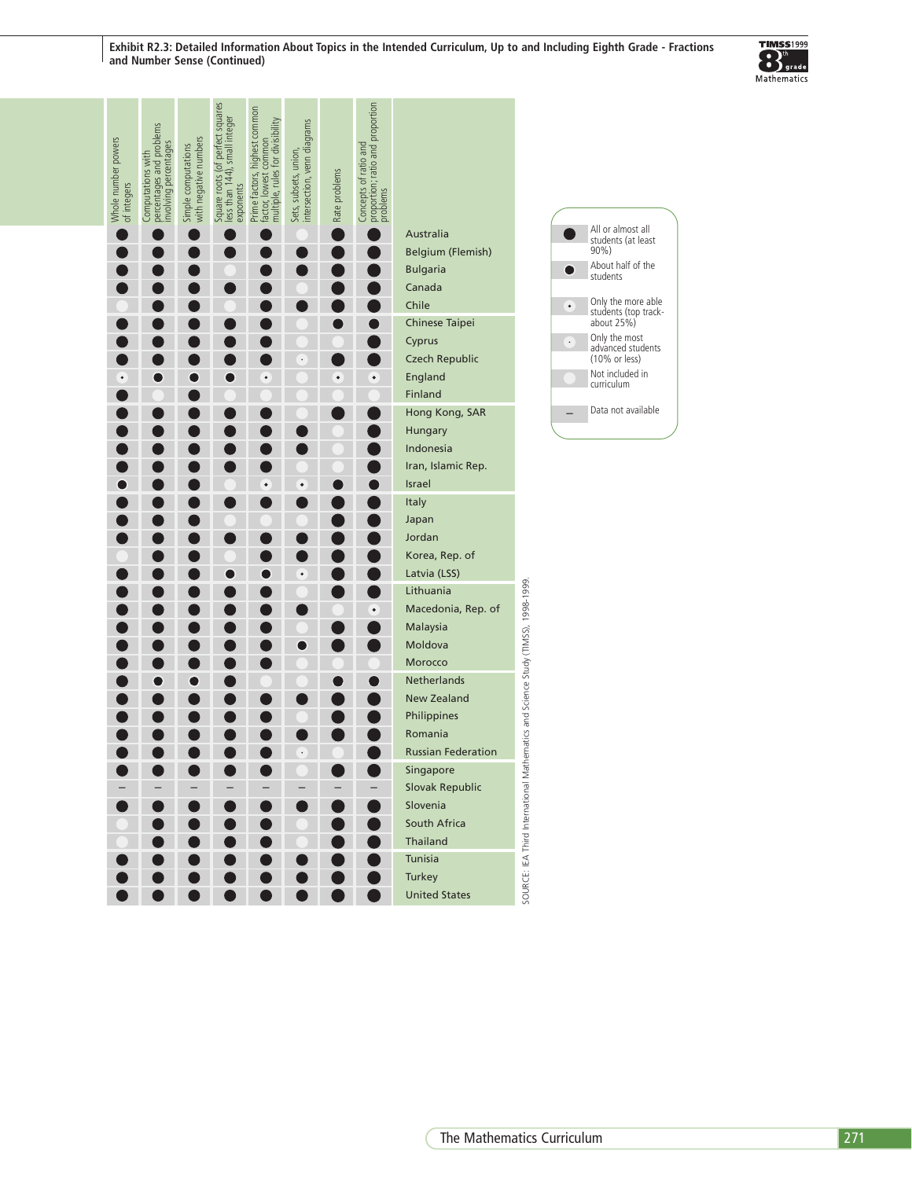**Exhibit R2.3: Detailed Information About Topics in the Intended Curriculum, Up to and Including Eighth Grade - Fractions and Number Sense (Continued)**

| Country | Whole number powers of integers | Computations with percentages and problems involving percentages | Simple computations with negative numbers | Square roots (of perfect squares less than 144), small integer exponents | Prime factors, highest common factor, lowest common multiple, rules for divisibility | Sets, subsets, union, intersection, venn diagrams | Rate problems | Concepts of ratio and proportion; ratio and proportion problems |
|---|---|---|---|---|---|---|---|---|
| Australia | ● | ● | ● | ● | ● | ○ | ● | ● |
| Belgium (Flemish) | ● | ● | ● | ● | ● | ● | ● | ● |
| Bulgaria | ● | ● | ● | ○ | ● | ● | ● | ● |
| Canada | ● | ● | ● | ● | ● | ○ | ● | ● |
| Chile | ○ | ● | ● | ○ | ● | ● | ● | ● |
| Chinese Taipei | ● | ● | ● | ● | ● | ○ | ◐ | ◐ |
| Cyprus | ● | ● | ● | ● | ● | ○ | ○ | ● |
| Czech Republic | ● | ● | ● | ● | ● | ◌ | ● | ● |
| England | ◎ | ◐ | ◐ | ◐ | ◎ | ○ | ◎ | ◎ |
| Finland | ● | ○ | ● | ○ | ○ | ○ | ○ | ○ |
| Hong Kong, SAR | ● | ● | ● | ● | ● | ○ | ● | ● |
| Hungary | ● | ● | ● | ● | ● | ● | ○ | ● |
| Indonesia | ● | ● | ● | ● | ● | ● | ○ | ● |
| Iran, Islamic Rep. | ● | ● | ● | ● | ● | ○ | ○ | ● |
| Israel | ◐ | ● | ● | ○ | ◎ | ◎ | ◐ | ◐ |
| Italy | ● | ● | ● | ● | ● | ● | ● | ● |
| Japan | ● | ● | ● | ○ | ○ | ○ | ● | ● |
| Jordan | ● | ● | ● | ● | ● | ● | ● | ● |
| Korea, Rep. of | ○ | ● | ● | ● | ● | ● | ● | ● |
| Latvia (LSS) | ● | ● | ● | ◐ | ◐ | ◎ | ● | ● |
| Lithuania | ● | ● | ● | ● | ● | ○ | ● | ● |
| Macedonia, Rep. of | ● | ● | ● | ● | ● | ● | ○ | ◎ |
| Malaysia | ● | ● | ● | ● | ● | ○ | ● | ● |
| Moldova | ● | ● | ● | ● | ● | ◐ | ● | ● |
| Morocco | ● | ● | ● | ● | ● | ○ | ○ | ○ |
| Netherlands | ● | ◐ | ◐ | ● | ○ | ○ | ◐ | ◐ |
| New Zealand | ● | ● | ● | ● | ● | ● | ● | ● |
| Philippines | ● | ● | ● | ● | ● | ○ | ● | ● |
| Romania | ● | ● | ● | ● | ● | ● | ● | ● |
| Russian Federation | ● | ● | ● | ● | ● | ◌ | ○ | ● |
| Singapore | ● | ● | ● | ● | ● | ○ | ● | ● |
| Slovak Republic | – | – | – | – | – | – | – | – |
| Slovenia | ● | ● | ● | ● | ● | ● | ● | ● |
| South Africa | ○ | ● | ● | ● | ● | ○ | ● | ● |
| Thailand | ○ | ● | ● | ● | ● | ○ | ● | ● |
| Tunisia | ● | ● | ● | ● | ● | ● | ● | ● |
| Turkey | ● | ● | ● | ● | ● | ● | ● | ● |
| United States | ● | ● | ● | ● | ● | ● | ● | ● |

● All or almost all students (at least 90%)

◐ About half of the students

◎ Only the more able students (top track-about 25%)

◌ Only the most advanced students (10% or less)

○ Not included in curriculum

– Data not available

SOURCE: IEA Third International Mathematics and Science Study (TIMSS), 1998-1999.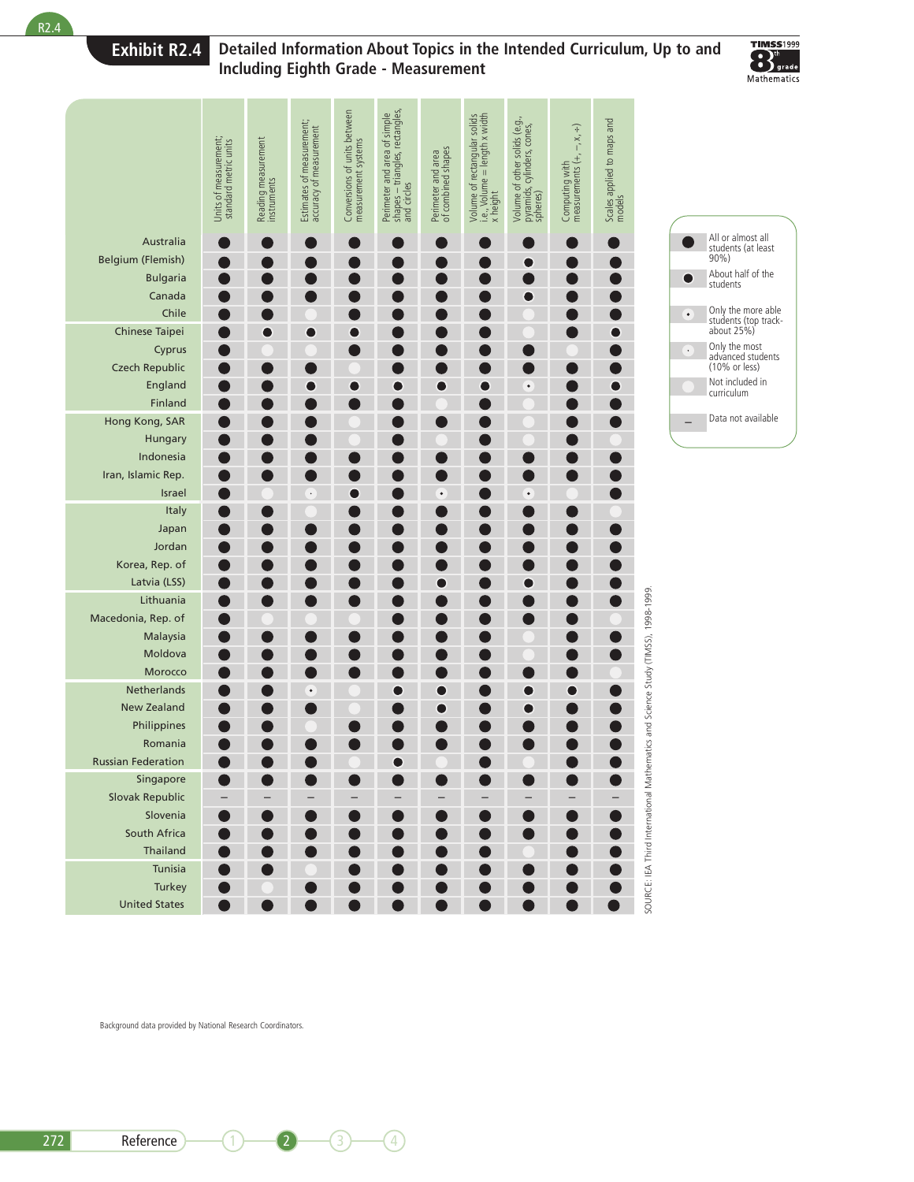# Exhibit R2.4 Detailed Information About Topics in the Intended Curriculum, Up to and Including Eighth Grade - Measurement

TIMSS1999 8th grade Mathematics

| Country | Units of measurement; standard metric units | Reading measurement instruments | Estimates of measurement; accuracy of measurement | Conversions of units between measurement systems | Perimeter and area of simple shapes – triangles, rectangles, and circles | Perimeter and area of combined shapes | Volume of rectangular solids i.e., Volume = length x width x height | Volume of other solids (e.g., pyramids, cylinders, cones, spheres) | Computing with measurements (+, –, x, ÷) | Scales applied to maps and models |
|---|---|---|---|---|---|---|---|---|---|---|
| Australia | ● | ● | ● | ● | ● | ● | ● | ● | ● | ● |
| Belgium (Flemish) | ● | ● | ● | ● | ● | ● | ● | ◐ | ● | ● |
| Bulgaria | ● | ● | ● | ● | ● | ● | ● | ● | ● | ● |
| Canada | ● | ● | ● | ● | ● | ● | ● | ◐ | ● | ● |
| Chile | ● | ● | ○ | ● | ● | ● | ● | ○ | ● | ● |
| Chinese Taipei | ● | ◐ | ◐ | ◐ | ● | ● | ● | ○ | ● | ◐ |
| Cyprus | ● | ○ | ○ | ● | ● | ● | ● | ● | ○ | ● |
| Czech Republic | ● | ● | ● | ○ | ● | ● | ● | ● | ● | ● |
| England | ● | ● | ◐ | ◐ | ◐ | ◐ | ◐ | ◦ | ● | ◐ |
| Finland | ● | ● | ● | ● | ● | ○ | ● | ○ | ● | ● |
| Hong Kong, SAR | ● | ● | ● | ○ | ● | ● | ● | ○ | ● | ● |
| Hungary | ● | ● | ● | ○ | ● | ○ | ● | ○ | ● | ○ |
| Indonesia | ● | ● | ● | ● | ● | ● | ● | ● | ● | ● |
| Iran, Islamic Rep. | ● | ● | ● | ● | ● | ● | ● | ● | ● | ● |
| Israel | ● | ○ | · | ◐ | ● | ◦ | ● | ◦ | ○ | ● |
| Italy | ● | ● | ○ | ● | ● | ● | ● | ● | ● | ○ |
| Japan | ● | ● | ● | ● | ● | ● | ● | ● | ● | ● |
| Jordan | ● | ● | ● | ● | ● | ● | ● | ● | ● | ● |
| Korea, Rep. of | ● | ● | ● | ● | ● | ● | ● | ● | ● | ● |
| Latvia (LSS) | ● | ● | ● | ● | ● | ◐ | ● | ◐ | ● | ● |
| Lithuania | ● | ● | ● | ● | ● | ● | ● | ● | ● | ● |
| Macedonia, Rep. of | ● | ○ | ○ | ○ | ● | ● | ● | ● | ● | ○ |
| Malaysia | ● | ● | ● | ● | ● | ● | ● | ○ | ● | ● |
| Moldova | ● | ● | ● | ● | ● | ● | ● | ○ | ● | ● |
| Morocco | ● | ● | ● | ● | ● | ● | ● | ● | ● | ○ |
| Netherlands | ● | ● | ◦ | ○ | ◐ | ◐ | ● | ◐ | ◐ | ● |
| New Zealand | ● | ● | ● | ○ | ● | ◐ | ● | ◐ | ● | ● |
| Philippines | ● | ● | ○ | ● | ● | ● | ● | ● | ● | ● |
| Romania | ● | ● | ● | ● | ● | ● | ● | ● | ● | ● |
| Russian Federation | ● | ● | ● | ○ | ◐ | ○ | ● | ○ | ● | ● |
| Singapore | ● | ● | ● | ● | ● | ● | ● | ● | ● | ● |
| Slovak Republic | – | – | – | – | – | – | – | – | – | – |
| Slovenia | ● | ● | ● | ● | ● | ● | ● | ● | ● | ● |
| South Africa | ● | ● | ● | ● | ● | ● | ● | ● | ● | ● |
| Thailand | ● | ● | ● | ● | ● | ● | ● | ○ | ● | ● |
| Tunisia | ● | ● | ○ | ● | ● | ● | ● | ● | ● | ● |
| Turkey | ● | ○ | ● | ● | ● | ● | ● | ● | ● | ● |
| United States | ● | ● | ● | ● | ● | ● | ● | ● | ● | ● |

- ● All or almost all students (at least 90%)
- ◐ About half of the students
- ◦ Only the more able students (top track- about 25%)
- · Only the most advanced students (10% or less)
- ○ Not included in curriculum
- – Data not available

SOURCE: IEA Third International Mathematics and Science Study (TIMSS), 1998-1999.

Background data provided by National Research Coordinators.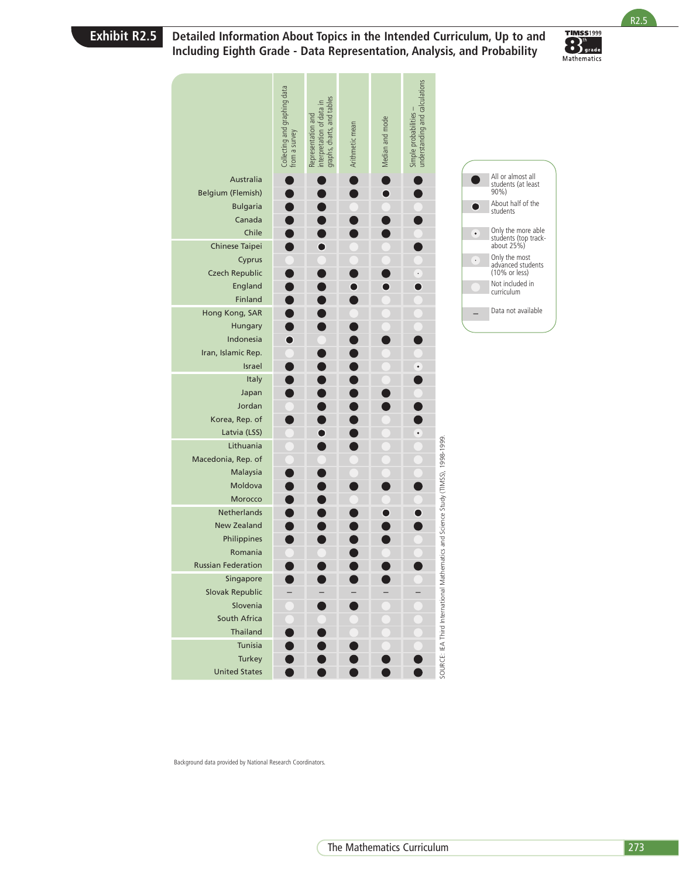## Exhibit R2.5 Detailed Information About Topics in the Intended Curriculum, Up to and Including Eighth Grade - Data Representation, Analysis, and Probability

| | Collecting and graphing data from a survey | Representation and interpretation of data in graphs, charts, and tables | Arithmetic mean | Median and mode | Simple probabilities – understanding and calculations |
|---|---|---|---|---|---|
| Australia | ● All | ● All | ● All | ● All | ● All |
| Belgium (Flemish) | ● All | ● All | ● All | ◉ Half | ● All |
| Bulgaria | ● All | ● All | ○ Not | ○ Not | ○ Not |
| Canada | ● All | ● All | ● All | ● All | ● All |
| Chile | ● All | ● All | ● All | ● All | ○ Not |
| Chinese Taipei | ● All | ◉ Half | ○ Not | ○ Not | ● All |
| Cyprus | ○ Not | ○ Not | ○ Not | ○ Not | ○ Not |
| Czech Republic | ● All | ● All | ● All | ● All | Most advanced |
| England | ● All | ● All | ◉ Half | ◉ Half | ◉ Half |
| Finland | ● All | ● All | ● All | ○ Not | ○ Not |
| Hong Kong, SAR | ● All | ● All | ○ Not | ○ Not | ○ Not |
| Hungary | ● All | ● All | ● All | ○ Not | ○ Not |
| Indonesia | ◉ Half | ○ Not | ● All | ● All | ● All |
| Iran, Islamic Rep. | ○ Not | ● All | ● All | ○ Not | ○ Not |
| Israel | ● All | ● All | ● All | ○ Not | More able |
| Italy | ● All | ● All | ● All | ○ Not | ● All |
| Japan | ● All | ● All | ● All | ● All | ○ Not |
| Jordan | ○ Not | ● All | ● All | ● All | ● All |
| Korea, Rep. of | ● All | ● All | ● All | ○ Not | ● All |
| Latvia (LSS) | ○ Not | ◉ Half | ● All | ○ Not | More able |
| Lithuania | ○ Not | ● All | ● All | ○ Not | ○ Not |
| Macedonia, Rep. of | ○ Not | ○ Not | ○ Not | ○ Not | ○ Not |
| Malaysia | ● All | ● All | ○ Not | ○ Not | ○ Not |
| Moldova | ● All | ● All | ● All | ● All | ● All |
| Morocco | ● All | ● All | ○ Not | ○ Not | ○ Not |
| Netherlands | ● All | ● All | ● All | ◉ Half | ◉ Half |
| New Zealand | ● All | ● All | ● All | ● All | ● All |
| Philippines | ● All | ● All | ● All | ● All | ○ Not |
| Romania | ○ Not | ○ Not | ● All | ○ Not | ○ Not |
| Russian Federation | ● All | ● All | ● All | ● All | ● All |
| Singapore | ● All | ● All | ● All | ● All | ○ Not |
| Slovak Republic | – | – | – | – | – |
| Slovenia | ○ Not | ● All | ● All | ○ Not | ○ Not |
| South Africa | ○ Not | ○ Not | ○ Not | ○ Not | ○ Not |
| Thailand | ● All | ● All | ○ Not | ○ Not | ○ Not |
| Tunisia | ● All | ● All | ● All | ○ Not | ○ Not |
| Turkey | ● All | ● All | ● All | ● All | ● All |
| United States | ● All | ● All | ● All | ● All | ● All |

Legend:
- All or almost all students (at least 90%)
- About half of the students
- Only the more able students (top track- about 25%)
- Only the most advanced students (10% or less)
- Not included in curriculum
- – Data not available

SOURCE: IEA Third International Mathematics and Science Study (TIMSS), 1998-1999.

Background data provided by National Research Coordinators.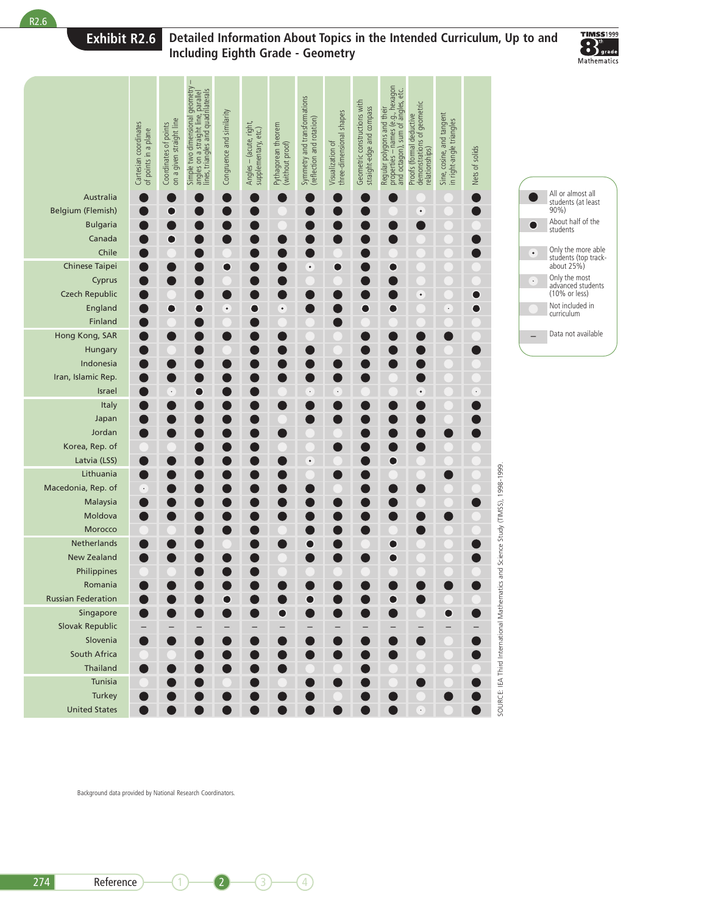# Exhibit R2.6 Detailed Information About Topics in the Intended Curriculum, Up to and Including Eighth Grade - Geometry

| | Cartesian coordinates of points in a plane | Coordinates of points on a given straight line | Simple two dimensional geometry – angles on a straight line, parallel lines, triangles and quadrilaterals | Congruence and similarity | Angles – (acute, right, supplementary, etc.) | Pythagorean theorem (without proof) | Symmetry and transformations (reflection and rotation) | Visualization of three-dimensional shapes | Geometric constructions with straight-edge and compass | Regular polygons and their properties – names (e.g., hexagon and octagon), sum of angles, etc. | Proofs (formal deductive demonstrations of geometric relationships) | Sine, cosine, and tangent in right-angle triangles | Nets of solids |
|---|---|---|---|---|---|---|---|---|---|---|---|---|---|
| Australia | ● | ● | ● | ● | ● | ● | ● | ● | ● | ● | | | ● |
| Belgium (Flemish) | ● | ◉ | ● | ● | ● | | ● | ● | ● | | ⊙ | | ● |
| Bulgaria | ● | ● | ● | ● | ● | | ● | ● | ● | ● | ● | | |
| Canada | ● | ◉ | ● | ● | ● | ● | ● | ● | ● | ● | | | ● |
| Chile | ● | | ● | | ● | ● | ● | | ● | | | | ● |
| Chinese Taipei | ● | ● | ● | ◉ | ● | ● | ⊙ | ◉ | ● | ◉ | | | |
| Cyprus | ● | ● | ● | | ● | ● | | | ● | ● | | | |
| Czech Republic | ● | | ● | ● | ● | ● | ● | ● | ● | ● | ⊙ | | ◉ |
| England | ● | ◉ | ● | ⊙ | ◉ | ⊙ | ● | ● | ◉ | ◉ | | ◦ | ◉ |
| Finland | ● | | ◉ | | ● | | | ● | | | | | |
| Hong Kong, SAR | ● | ● | ● | ● | ● | ● | | | ● | ● | ● | ● | |
| Hungary | ● | | ● | | ● | ● | ● | | ● | ● | ● | | ● |
| Indonesia | ● | ● | ● | ● | ● | ● | ● | ● | ● | ● | ● | | |
| Iran, Islamic Rep. | ● | ● | ● | ● | ● | ● | ● | ● | ● | | ● | | |
| Israel | ● | ◦ | ◉ | ● | ● | | ◦ | ◦ | | | ⊙ | | ◦ |
| Italy | ● | ● | ● | ● | ● | ● | ● | ● | ● | ● | ● | | ● |
| Japan | ● | ● | ● | ● | ● | | ● | ● | ● | ● | ● | | ● |
| Jordan | ● | ● | ● | ● | ● | ● | | | ● | ● | ● | ● | ● |
| Korea, Rep. of | | | ● | ● | ● | | | ● | ● | ● | ● | | |
| Latvia (LSS) | ● | ● | ● | ● | ● | ● | ⊙ | | ● | ◉ | | | |
| Lithuania | ● | ● | ● | ● | ● | ● | | ● | ● | | | ● | |
| Macedonia, Rep. of | ⊙ | ● | ● | ● | ● | ● | ● | | ● | ● | ● | | |
| Malaysia | ● | ● | ● | ● | ● | ● | ● | ● | ● | ● | | | ● |
| Moldova | ● | ● | ● | ● | ● | ● | ● | ● | ● | ● | ● | ● | |
| Morocco | | | ● | ● | ● | | ● | ● | ● | | ● | | |
| Netherlands | ● | ● | ● | | ● | ● | ◉ | ● | | ◉ | | | ● |
| New Zealand | ● | ● | ● | ● | ● | | ● | ● | ● | ◉ | | | ● |
| Philippines | | | ● | ● | ● | | | | | | | | |
| Romania | ● | ● | ● | ● | ● | ● | ● | ● | ● | ● | ● | ● | ● |
| Russian Federation | ● | ● | ● | ◉ | ● | ● | ◉ | ● | ● | ◉ | ● | | |
| Singapore | ● | ● | ● | ● | ● | ◉ | ● | ● | ● | ● | | ◉ | ● |
| Slovak Republic | – | – | – | – | – | – | – | – | – | – | – | – | – |
| Slovenia | ● | ● | ● | ● | ● | ● | ● | ● | ● | ● | ● | | ● |
| South Africa | | | ● | ● | ● | ● | ● | ● | ● | ● | | | ● |
| Thailand | ● | ● | ● | ● | ● | ● | | | ● | | | | |
| Tunisia | | ● | ● | | ● | ● | ● | ● | ● | | ● | | ● |
| Turkey | ● | ● | ● | ● | ● | ● | ● | | ● | ● | | ● | ● |
| United States | ● | ● | ● | ● | ● | ● | ● | ● | ● | ● | ◦ | | ● |

| Symbol | Meaning |
|---|---|
| ● | All or almost all students (at least 90%) |
| ◉ | About half of the students |
| ⊙ | Only the more able students (top track-about 25%) |
| ◦ | Only the most advanced students (10% or less) |
| (blank) | Not included in curriculum |
| – | Data not available |

Background data provided by National Research Coordinators.

SOURCE: IEA Third International Mathematics and Science Study (TIMSS), 1998-1999.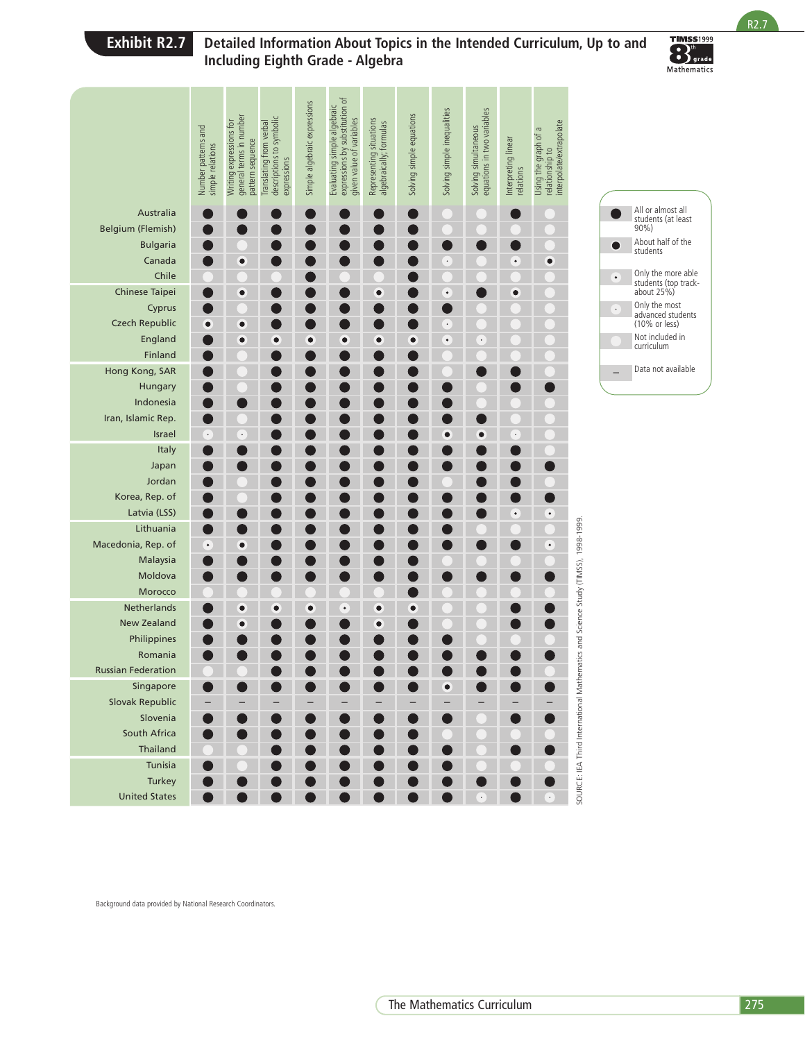# Exhibit R2.7 Detailed Information About Topics in the Intended Curriculum, Up to and Including Eighth Grade - Algebra

| Country | Number patterns and simple relations | Writing expressions for general terms in number pattern sequence | Translating from verbal descriptions to symbolic expressions | Simple algebraic expressions | Evaluating simple algebraic expressions by substitution of given value of variables | Representing situations algebraically; formulas | Solving simple equations | Solving simple inequalities | Solving simultaneous equations in two variables | Interpreting linear relations | Using the graph of a relationship to interpolate/extrapolate |
|---|---|---|---|---|---|---|---|---|---|---|---|
| Australia | ● | ● | ● | ● | ● | ● | ● | ○ | ○ | ● | ○ |
| Belgium (Flemish) | ● | ● | ● | ● | ● | ● | ● | ○ | ○ | ○ | ○ |
| Bulgaria | ● | ○ | ● | ● | ● | ● | ● | ● | ● | ● | ○ |
| Canada | ● | ◉ | ● | ● | ● | ● | ● | · | ○ | • | ◉ |
| Chile | ○ | ○ | ○ | ● | ○ | ○ | ● | ○ | ○ | ○ | ○ |
| Chinese Taipei | ● | ◉ | ● | ● | ● | ◉ | ● | • | ● | ◉ | ○ |
| Cyprus | ● | ○ | ● | ● | ● | ● | ● | ● | ○ | ○ | ○ |
| Czech Republic | ◉ | ◉ | ● | ● | ● | ● | ● | · | ○ | ○ | ○ |
| England | ● | ◉ | ◉ | ◉ | ◉ | ◉ | ◉ | • | · | ○ | ○ |
| Finland | ● | ○ | ● | ● | ● | ● | ● | ○ | ○ | ○ | ○ |
| Hong Kong, SAR | ● | ○ | ● | ● | ● | ● | ● | ○ | ● | ● | ○ |
| Hungary | ● | ○ | ● | ● | ● | ● | ● | ● | ○ | ● | ● |
| Indonesia | ● | ● | ● | ● | ● | ● | ● | ● | ○ | ○ | ○ |
| Iran, Islamic Rep. | ● | ○ | ● | ● | ● | ● | ● | ● | ● | ○ | ○ |
| Israel | · | · | ● | ● | ● | ● | ● | ◉ | ◉ | · | ○ |
| Italy | ● | ● | ● | ● | ● | ● | ● | ● | ● | ● | ○ |
| Japan | ● | ● | ● | ● | ● | ● | ● | ● | ● | ● | ● |
| Jordan | ● | ○ | ● | ● | ● | ● | ● | ○ | ● | ● | ○ |
| Korea, Rep. of | ● | ○ | ● | ● | ● | ● | ● | ● | ● | ● | ● |
| Latvia (LSS) | ● | ● | ● | ● | ● | ● | ● | ● | ● | • | • |
| Lithuania | ● | ● | ● | ● | ● | ● | ● | ● | ○ | ○ | ○ |
| Macedonia, Rep. of | • | ◉ | ● | ● | ● | ● | ● | ● | ● | ● | • |
| Malaysia | ● | ● | ● | ● | ● | ● | ● | ○ | ○ | ○ | ○ |
| Moldova | ● | ● | ● | ● | ● | ● | ● | ● | ● | ● | ● |
| Morocco | ○ | ○ | ○ | ○ | ○ | ○ | ● | ○ | ○ | ○ | ○ |
| Netherlands | ● | ◉ | ◉ | ◉ | • | ◉ | ◉ | ○ | ○ | ● | ● |
| New Zealand | ● | ◉ | ● | ● | ● | ◉ | ● | ○ | ○ | ● | ● |
| Philippines | ● | ● | ● | ● | ● | ● | ● | ● | ○ | ○ | ○ |
| Romania | ● | ● | ● | ● | ● | ● | ● | ● | ● | ● | ● |
| Russian Federation | ○ | ○ | ● | ● | ● | ● | ● | ● | ● | ● | ○ |
| Singapore | ● | ● | ● | ● | ● | ● | ● | ◉ | ● | ● | ● |
| Slovak Republic | – | – | – | – | – | – | – | – | – | – | – |
| Slovenia | ● | ● | ● | ● | ● | ● | ● | ● | ○ | ● | ● |
| South Africa | ● | ● | ● | ● | ● | ● | ● | ○ | ○ | ○ | ○ |
| Thailand | ○ | ○ | ● | ● | ● | ● | ● | ● | ○ | ● | ● |
| Tunisia | ● | ○ | ● | ● | ● | ● | ● | ● | ○ | ○ | ○ |
| Turkey | ● | ● | ● | ● | ● | ● | ● | ● | ● | ● | ● |
| United States | ● | ● | ● | ● | ● | ● | ● | ● | · | ● | · |

Legend:
- ● All or almost all students (at least 90%)
- ◉ About half of the students
- • Only the more able students (top track-about 25%)
- · Only the most advanced students (10% or less)
- ○ Not included in curriculum
- – Data not available

SOURCE: IEA Third International Mathematics and Science Study (TIMSS), 1998-1999.

Background data provided by National Research Coordinators.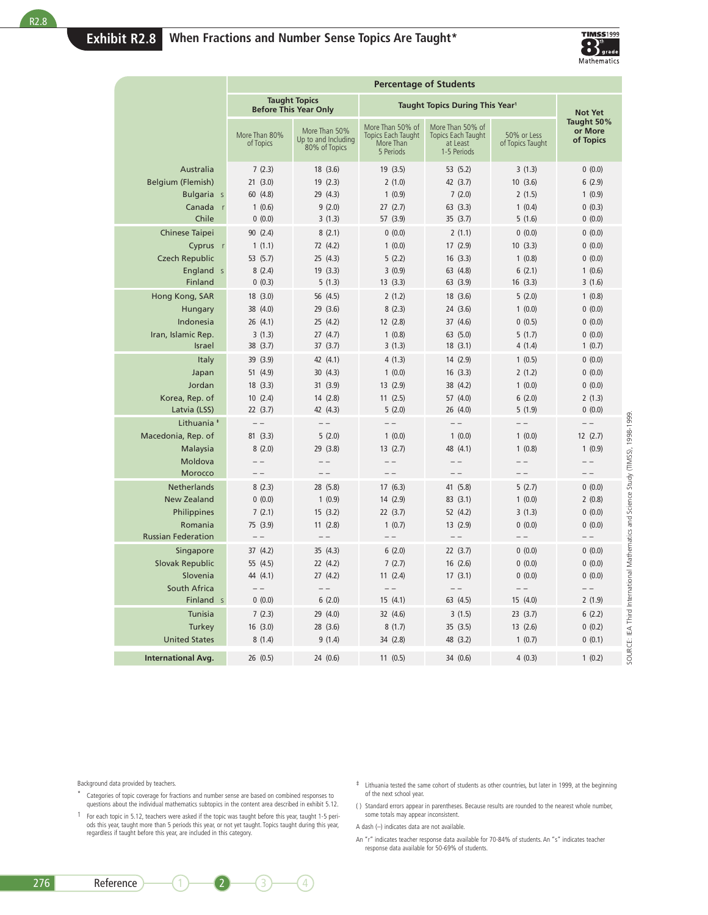# Exhibit R2.8 When Fractions and Number Sense Topics Are Taught*

| | Percentage of Students | | | | | |
|---|---|---|---|---|---|---|
| | Taught Topics Before This Year Only | | Taught Topics During This Year¹ | | | Not Yet Taught 50% or More of Topics |
| | More Than 80% of Topics | More Than 50% Up to and Including 80% of Topics | More Than 50% of Topics Each Taught More Than 5 Periods | More Than 50% of Topics Each Taught at Least 1-5 Periods | 50% or Less of Topics Taught | |
| Australia | 7 (2.3) | 18 (3.6) | 19 (3.5) | 53 (5.2) | 3 (1.3) | 0 (0.0) |
| Belgium (Flemish) | 21 (3.0) | 19 (2.3) | 2 (1.0) | 42 (3.7) | 10 (3.6) | 6 (2.9) |
| Bulgaria s | 60 (4.8) | 29 (4.3) | 1 (0.9) | 7 (2.0) | 2 (1.5) | 1 (0.9) |
| Canada r | 1 (0.6) | 9 (2.0) | 27 (2.7) | 63 (3.3) | 1 (0.4) | 0 (0.3) |
| Chile | 0 (0.0) | 3 (1.3) | 57 (3.9) | 35 (3.7) | 5 (1.6) | 0 (0.0) |
| Chinese Taipei | 90 (2.4) | 8 (2.1) | 0 (0.0) | 2 (1.1) | 0 (0.0) | 0 (0.0) |
| Cyprus r | 1 (1.1) | 72 (4.2) | 1 (0.0) | 17 (2.9) | 10 (3.3) | 0 (0.0) |
| Czech Republic | 53 (5.7) | 25 (4.3) | 5 (2.2) | 16 (3.3) | 1 (0.8) | 0 (0.0) |
| England s | 8 (2.4) | 19 (3.3) | 3 (0.9) | 63 (4.8) | 6 (2.1) | 1 (0.6) |
| Finland | 0 (0.3) | 5 (1.3) | 13 (3.3) | 63 (3.9) | 16 (3.3) | 3 (1.6) |
| Hong Kong, SAR | 18 (3.0) | 56 (4.5) | 2 (1.2) | 18 (3.6) | 5 (2.0) | 1 (0.8) |
| Hungary | 38 (4.0) | 29 (3.6) | 8 (2.3) | 24 (3.6) | 1 (0.0) | 0 (0.0) |
| Indonesia | 26 (4.1) | 25 (4.2) | 12 (2.8) | 37 (4.6) | 0 (0.5) | 0 (0.0) |
| Iran, Islamic Rep. | 3 (1.3) | 27 (4.7) | 1 (0.8) | 63 (5.0) | 5 (1.7) | 0 (0.0) |
| Israel | 38 (3.7) | 37 (3.7) | 3 (1.3) | 18 (3.1) | 4 (1.4) | 1 (0.7) |
| Italy | 39 (3.9) | 42 (4.1) | 4 (1.3) | 14 (2.9) | 1 (0.5) | 0 (0.0) |
| Japan | 51 (4.9) | 30 (4.3) | 1 (0.0) | 16 (3.3) | 2 (1.2) | 0 (0.0) |
| Jordan | 18 (3.3) | 31 (3.9) | 13 (2.9) | 38 (4.2) | 1 (0.0) | 0 (0.0) |
| Korea, Rep. of | 10 (2.4) | 14 (2.8) | 11 (2.5) | 57 (4.0) | 6 (2.0) | 2 (1.3) |
| Latvia (LSS) | 22 (3.7) | 42 (4.3) | 5 (2.0) | 26 (4.0) | 5 (1.9) | 0 (0.0) |
| Lithuania ‡ | – – | – – | – – | – – | – – | – – |
| Macedonia, Rep. of | 81 (3.3) | 5 (2.0) | 1 (0.0) | 1 (0.0) | 1 (0.0) | 12 (2.7) |
| Malaysia | 8 (2.0) | 29 (3.8) | 13 (2.7) | 48 (4.1) | 1 (0.8) | 1 (0.9) |
| Moldova | – – | – – | – – | – – | – – | – – |
| Morocco | – – | – – | – – | – – | – – | – – |
| Netherlands | 8 (2.3) | 28 (5.8) | 17 (6.3) | 41 (5.8) | 5 (2.7) | 0 (0.0) |
| New Zealand | 0 (0.0) | 1 (0.9) | 14 (2.9) | 83 (3.1) | 1 (0.0) | 2 (0.8) |
| Philippines | 7 (2.1) | 15 (3.2) | 22 (3.7) | 52 (4.2) | 3 (1.3) | 0 (0.0) |
| Romania | 75 (3.9) | 11 (2.8) | 1 (0.7) | 13 (2.9) | 0 (0.0) | 0 (0.0) |
| Russian Federation | – – | – – | – – | – – | – – | – – |
| Singapore | 37 (4.2) | 35 (4.3) | 6 (2.0) | 22 (3.7) | 0 (0.0) | 0 (0.0) |
| Slovak Republic | 55 (4.5) | 22 (4.2) | 7 (2.7) | 16 (2.6) | 0 (0.0) | 0 (0.0) |
| Slovenia | 44 (4.1) | 27 (4.2) | 11 (2.4) | 17 (3.1) | 0 (0.0) | 0 (0.0) |
| South Africa | – – | – – | – – | – – | – – | – – |
| Finland s | 0 (0.0) | 6 (2.0) | 15 (4.1) | 63 (4.5) | 15 (4.0) | 2 (1.9) |
| Tunisia | 7 (2.3) | 29 (4.0) | 32 (4.6) | 3 (1.5) | 23 (3.7) | 6 (2.2) |
| Turkey | 16 (3.0) | 28 (3.6) | 8 (1.7) | 35 (3.5) | 13 (2.6) | 0 (0.2) |
| United States | 8 (1.4) | 9 (1.4) | 34 (2.8) | 48 (3.2) | 1 (0.7) | 0 (0.1) |
| **International Avg.** | 26 (0.5) | 24 (0.6) | 11 (0.5) | 34 (0.6) | 4 (0.3) | 1 (0.2) |

SOURCE: IEA Third International Mathematics and Science Study (TIMSS), 1998-1999.

Background data provided by teachers.

* Categories of topic coverage for fractions and number sense are based on combined responses to questions about the individual mathematics subtopics in the content area described in exhibit 5.12.

1 For each topic in 5.12, teachers were asked if the topic was taught before this year, taught 1-5 periods this year, taught more than 5 periods this year, or not yet taught. Topics taught during this year, regardless if taught before this year, are included in this category.

‡ Lithuania tested the same cohort of students as other countries, but later in 1999, at the beginning of the next school year.

( ) Standard errors appear in parentheses. Because results are rounded to the nearest whole number, some totals may appear inconsistent.

A dash (–) indicates data are not available.

An "r" indicates teacher response data available for 70-84% of students. An "s" indicates teacher response data available for 50-69% of students.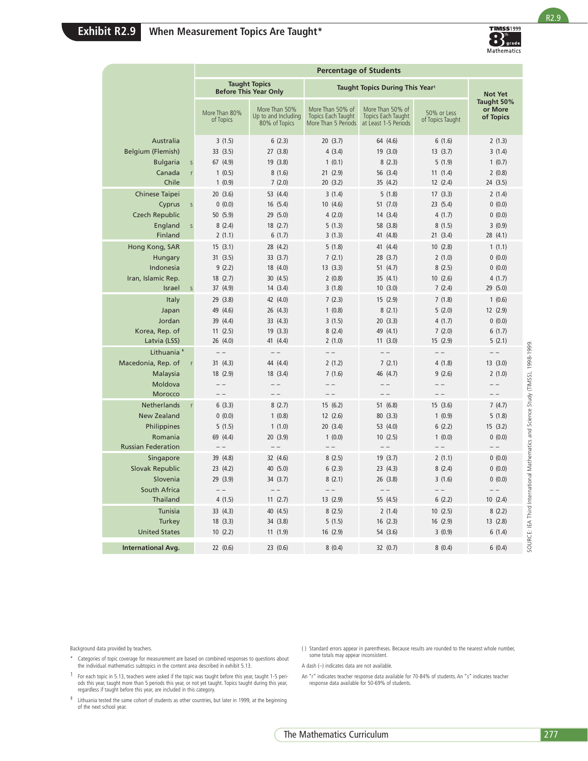# Exhibit R2.9 When Measurement Topics Are Taught*

| | Percentage of Students | | | | | |
|---|---|---|---|---|---|---|
| | Taught Topics Before This Year Only | | Taught Topics During This Year[1] | | | Not Yet Taught 50% or More of Topics |
| | More Than 80% of Topics | More Than 50% Up to and Including 80% of Topics | More Than 50% of Topics Each Taught More Than 5 Periods | More Than 50% of Topics Each Taught at Least 1-5 Periods | 50% or Less of Topics Taught | |
| Australia | 3 (1.5) | 6 (2.3) | 20 (3.7) | 64 (4.6) | 6 (1.6) | 2 (1.3) |
| Belgium (Flemish) | 33 (3.5) | 27 (3.8) | 4 (3.4) | 19 (3.0) | 13 (3.7) | 3 (1.4) |
| Bulgaria s | 67 (4.9) | 19 (3.8) | 1 (0.1) | 8 (2.3) | 5 (1.9) | 1 (0.7) |
| Canada r | 1 (0.5) | 8 (1.6) | 21 (2.9) | 56 (3.4) | 11 (1.4) | 2 (0.8) |
| Chile | 1 (0.9) | 7 (2.0) | 20 (3.2) | 35 (4.2) | 12 (2.4) | 24 (3.5) |
| Chinese Taipei | 20 (3.6) | 53 (4.4) | 3 (1.4) | 5 (1.8) | 17 (3.3) | 2 (1.4) |
| Cyprus s | 0 (0.0) | 16 (5.4) | 10 (4.6) | 51 (7.0) | 23 (5.4) | 0 (0.0) |
| Czech Republic | 50 (5.9) | 29 (5.0) | 4 (2.0) | 14 (3.4) | 4 (1.7) | 0 (0.0) |
| England s | 8 (2.4) | 18 (2.7) | 5 (1.3) | 58 (3.8) | 8 (1.5) | 3 (0.9) |
| Finland | 2 (1.1) | 6 (1.7) | 3 (1.3) | 41 (4.8) | 21 (3.4) | 28 (4.1) |
| Hong Kong, SAR | 15 (3.1) | 28 (4.2) | 5 (1.8) | 41 (4.4) | 10 (2.8) | 1 (1.1) |
| Hungary | 31 (3.5) | 33 (3.7) | 7 (2.1) | 28 (3.7) | 2 (1.0) | 0 (0.0) |
| Indonesia | 9 (2.2) | 18 (4.0) | 13 (3.3) | 51 (4.7) | 8 (2.5) | 0 (0.0) |
| Iran, Islamic Rep. | 18 (2.7) | 30 (4.5) | 2 (0.8) | 35 (4.1) | 10 (2.6) | 4 (1.7) |
| Israel s | 37 (4.9) | 14 (3.4) | 3 (1.8) | 10 (3.0) | 7 (2.4) | 29 (5.0) |
| Italy | 29 (3.8) | 42 (4.0) | 7 (2.3) | 15 (2.9) | 7 (1.8) | 1 (0.6) |
| Japan | 49 (4.6) | 26 (4.3) | 1 (0.8) | 8 (2.1) | 5 (2.0) | 12 (2.9) |
| Jordan | 39 (4.4) | 33 (4.3) | 3 (1.5) | 20 (3.3) | 4 (1.7) | 0 (0.0) |
| Korea, Rep. of | 11 (2.5) | 19 (3.3) | 8 (2.4) | 49 (4.1) | 7 (2.0) | 6 (1.7) |
| Latvia (LSS) | 26 (4.0) | 41 (4.4) | 2 (1.0) | 11 (3.0) | 15 (2.9) | 5 (2.1) |
| Lithuania ‡ | – – | – – | – – | – – | – – | – – |
| Macedonia, Rep. of r | 31 (4.3) | 44 (4.4) | 2 (1.2) | 7 (2.1) | 4 (1.8) | 13 (3.0) |
| Malaysia | 18 (2.9) | 18 (3.4) | 7 (1.6) | 46 (4.7) | 9 (2.6) | 2 (1.0) |
| Moldova | – – | – – | – – | – – | – – | – – |
| Morocco | – – | – – | – – | – – | – – | – – |
| Netherlands r | 6 (3.3) | 8 (2.7) | 15 (6.2) | 51 (6.8) | 15 (3.6) | 7 (4.7) |
| New Zealand | 0 (0.0) | 1 (0.8) | 12 (2.6) | 80 (3.3) | 1 (0.9) | 5 (1.8) |
| Philippines | 5 (1.5) | 1 (1.0) | 20 (3.4) | 53 (4.0) | 6 (2.2) | 15 (3.2) |
| Romania | 69 (4.4) | 20 (3.9) | 1 (0.0) | 10 (2.5) | 1 (0.0) | 0 (0.0) |
| Russian Federation | – – | – – | – – | – – | – – | – – |
| Singapore | 39 (4.8) | 32 (4.6) | 8 (2.5) | 19 (3.7) | 2 (1.1) | 0 (0.0) |
| Slovak Republic | 23 (4.2) | 40 (5.0) | 6 (2.3) | 23 (4.3) | 8 (2.4) | 0 (0.0) |
| Slovenia | 29 (3.9) | 34 (3.7) | 8 (2.1) | 26 (3.8) | 3 (1.6) | 0 (0.0) |
| South Africa | – – | – – | – – | – – | – – | – – |
| Thailand | 4 (1.5) | 11 (2.7) | 13 (2.9) | 55 (4.5) | 6 (2.2) | 10 (2.4) |
| Tunisia | 33 (4.3) | 40 (4.5) | 8 (2.5) | 2 (1.4) | 10 (2.5) | 8 (2.2) |
| Turkey | 18 (3.3) | 34 (3.8) | 5 (1.5) | 16 (2.3) | 16 (2.9) | 13 (2.8) |
| United States | 10 (2.2) | 11 (1.9) | 16 (2.9) | 54 (3.6) | 3 (0.9) | 6 (1.4) |
| **International Avg.** | 22 (0.6) | 23 (0.6) | 8 (0.4) | 32 (0.7) | 8 (0.4) | 6 (0.4) |

SOURCE: IEA Third International Mathematics and Science Study (TIMSS), 1998-1999.

Background data provided by teachers.

\* Categories of topic coverage for measurement are based on combined responses to questions about the individual mathematics subtopics in the content area described in exhibit 5.13.

1 For each topic in 5.13, teachers were asked if the topic was taught before this year, taught 1-5 periods this year, taught more than 5 periods this year, or not yet taught. Topics taught during this year, regardless if taught before this year, are included in this category.

‡ Lithuania tested the same cohort of students as other countries, but later in 1999, at the beginning of the next school year.

( ) Standard errors appear in parentheses. Because results are rounded to the nearest whole number, some totals may appear inconsistent.

A dash (–) indicates data are not available.

An "r" indicates teacher response data available for 70-84% of students. An "s" indicates teacher response data available for 50-69% of students.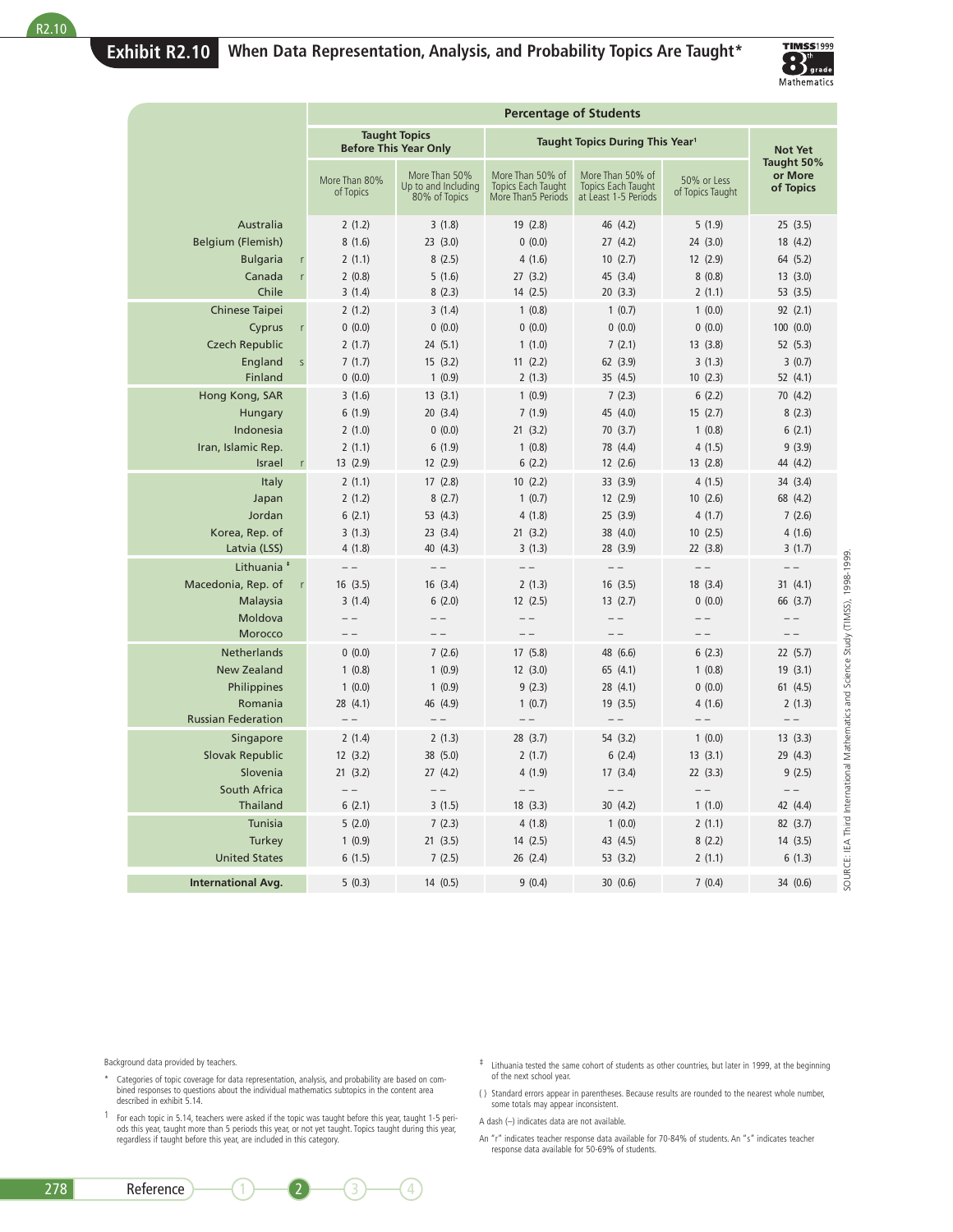## Exhibit R2.10 When Data Representation, Analysis, and Probability Topics Are Taught*

| | Percentage of Students | | | | | |
|---|---|---|---|---|---|---|
| | Taught Topics Before This Year Only | | Taught Topics During This Year[1] | | | Not Yet Taught 50% or More of Topics |
| | More Than 80% of Topics | More Than 50% Up to and Including 80% of Topics | More Than 50% of Topics Each Taught More Than5 Periods | More Than 50% of Topics Each Taught at Least 1-5 Periods | 50% or Less of Topics Taught | |
| Australia | 2 (1.2) | 3 (1.8) | 19 (2.8) | 46 (4.2) | 5 (1.9) | 25 (3.5) |
| Belgium (Flemish) | 8 (1.6) | 23 (3.0) | 0 (0.0) | 27 (4.2) | 24 (3.0) | 18 (4.2) |
| Bulgaria r | 2 (1.1) | 8 (2.5) | 4 (1.6) | 10 (2.7) | 12 (2.9) | 64 (5.2) |
| Canada r | 2 (0.8) | 5 (1.6) | 27 (3.2) | 45 (3.4) | 8 (0.8) | 13 (3.0) |
| Chile | 3 (1.4) | 8 (2.3) | 14 (2.5) | 20 (3.3) | 2 (1.1) | 53 (3.5) |
| Chinese Taipei | 2 (1.2) | 3 (1.4) | 1 (0.8) | 1 (0.7) | 1 (0.0) | 92 (2.1) |
| Cyprus r | 0 (0.0) | 0 (0.0) | 0 (0.0) | 0 (0.0) | 0 (0.0) | 100 (0.0) |
| Czech Republic | 2 (1.7) | 24 (5.1) | 1 (1.0) | 7 (2.1) | 13 (3.8) | 52 (5.3) |
| England s | 7 (1.7) | 15 (3.2) | 11 (2.2) | 62 (3.9) | 3 (1.3) | 3 (0.7) |
| Finland | 0 (0.0) | 1 (0.9) | 2 (1.3) | 35 (4.5) | 10 (2.3) | 52 (4.1) |
| Hong Kong, SAR | 3 (1.6) | 13 (3.1) | 1 (0.9) | 7 (2.3) | 6 (2.2) | 70 (4.2) |
| Hungary | 6 (1.9) | 20 (3.4) | 7 (1.9) | 45 (4.0) | 15 (2.7) | 8 (2.3) |
| Indonesia | 2 (1.0) | 0 (0.0) | 21 (3.2) | 70 (3.7) | 1 (0.8) | 6 (2.1) |
| Iran, Islamic Rep. | 2 (1.1) | 6 (1.9) | 1 (0.8) | 78 (4.4) | 4 (1.5) | 9 (3.9) |
| Israel r | 13 (2.9) | 12 (2.9) | 6 (2.2) | 12 (2.6) | 13 (2.8) | 44 (4.2) |
| Italy | 2 (1.1) | 17 (2.8) | 10 (2.2) | 33 (3.9) | 4 (1.5) | 34 (3.4) |
| Japan | 2 (1.2) | 8 (2.7) | 1 (0.7) | 12 (2.9) | 10 (2.6) | 68 (4.2) |
| Jordan | 6 (2.1) | 53 (4.3) | 4 (1.8) | 25 (3.9) | 4 (1.7) | 7 (2.6) |
| Korea, Rep. of | 3 (1.3) | 23 (3.4) | 21 (3.2) | 38 (4.0) | 10 (2.5) | 4 (1.6) |
| Latvia (LSS) | 4 (1.8) | 40 (4.3) | 3 (1.3) | 28 (3.9) | 22 (3.8) | 3 (1.7) |
| Lithuania ‡ | – – | – – | – – | – – | – – | – – |
| Macedonia, Rep. of r | 16 (3.5) | 16 (3.4) | 2 (1.3) | 16 (3.5) | 18 (3.4) | 31 (4.1) |
| Malaysia | 3 (1.4) | 6 (2.0) | 12 (2.5) | 13 (2.7) | 0 (0.0) | 66 (3.7) |
| Moldova | – – | – – | – – | – – | – – | – – |
| Morocco | – – | – – | – – | – – | – – | – – |
| Netherlands | 0 (0.0) | 7 (2.6) | 17 (5.8) | 48 (6.6) | 6 (2.3) | 22 (5.7) |
| New Zealand | 1 (0.8) | 1 (0.9) | 12 (3.0) | 65 (4.1) | 1 (0.8) | 19 (3.1) |
| Philippines | 1 (0.0) | 1 (0.9) | 9 (2.3) | 28 (4.1) | 0 (0.0) | 61 (4.5) |
| Romania | 28 (4.1) | 46 (4.9) | 1 (0.7) | 19 (3.5) | 4 (1.6) | 2 (1.3) |
| Russian Federation | – – | – – | – – | – – | – – | – – |
| Singapore | 2 (1.4) | 2 (1.3) | 28 (3.7) | 54 (3.2) | 1 (0.0) | 13 (3.3) |
| Slovak Republic | 12 (3.2) | 38 (5.0) | 2 (1.7) | 6 (2.4) | 13 (3.1) | 29 (4.3) |
| Slovenia | 21 (3.2) | 27 (4.2) | 4 (1.9) | 17 (3.4) | 22 (3.3) | 9 (2.5) |
| South Africa | – – | – – | – – | – – | – – | – – |
| Thailand | 6 (2.1) | 3 (1.5) | 18 (3.3) | 30 (4.2) | 1 (1.0) | 42 (4.4) |
| Tunisia | 5 (2.0) | 7 (2.3) | 4 (1.8) | 1 (0.0) | 2 (1.1) | 82 (3.7) |
| Turkey | 1 (0.9) | 21 (3.5) | 14 (2.5) | 43 (4.5) | 8 (2.2) | 14 (3.5) |
| United States | 6 (1.5) | 7 (2.5) | 26 (2.4) | 53 (3.2) | 2 (1.1) | 6 (1.3) |
| **International Avg.** | 5 (0.3) | 14 (0.5) | 9 (0.4) | 30 (0.6) | 7 (0.4) | 34 (0.6) |

SOURCE: IEA Third International Mathematics and Science Study (TIMSS), 1998-1999.

Background data provided by teachers.

\* Categories of topic coverage for data representation, analysis, and probability are based on combined responses to questions about the individual mathematics subtopics in the content area described in exhibit 5.14.

[1] For each topic in 5.14, teachers were asked if the topic was taught before this year, taught 1-5 periods this year, taught more than 5 periods this year, or not yet taught. Topics taught during this year, regardless if taught before this year, are included in this category.

‡ Lithuania tested the same cohort of students as other countries, but later in 1999, at the beginning of the next school year.

( ) Standard errors appear in parentheses. Because results are rounded to the nearest whole number, some totals may appear inconsistent.

A dash (–) indicates data are not available.

An "r" indicates teacher response data available for 70-84% of students. An "s" indicates teacher response data available for 50-69% of students.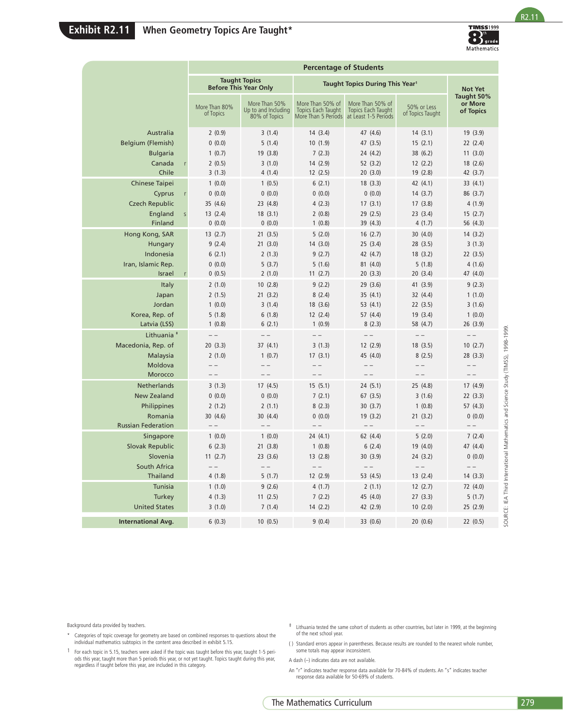## Exhibit R2.11 When Geometry Topics Are Taught*

| | Percentage of Students | | | | | |
|---|---|---|---|---|---|---|
| | Taught Topics Before This Year Only | | Taught Topics During This Year[1] | | | Not Yet Taught 50% or More of Topics |
| | More Than 80% of Topics | More Than 50% Up to and Including 80% of Topics | More Than 50% of Topics Each Taught More Than 5 Periods | More Than 50% of Topics Each Taught at Least 1-5 Periods | 50% or Less of Topics Taught | |
| Australia | 2 (0.9) | 3 (1.4) | 14 (3.4) | 47 (4.6) | 14 (3.1) | 19 (3.9) |
| Belgium (Flemish) | 0 (0.0) | 5 (1.4) | 10 (1.9) | 47 (3.5) | 15 (2.1) | 22 (2.4) |
| Bulgaria | 1 (0.7) | 19 (3.8) | 7 (2.3) | 24 (4.2) | 38 (6.2) | 11 (3.0) |
| Canada r | 2 (0.5) | 3 (1.0) | 14 (2.9) | 52 (3.2) | 12 (2.2) | 18 (2.6) |
| Chile | 3 (1.3) | 4 (1.4) | 12 (2.5) | 20 (3.0) | 19 (2.8) | 42 (3.7) |
| Chinese Taipei | 1 (0.0) | 1 (0.5) | 6 (2.1) | 18 (3.3) | 42 (4.1) | 33 (4.1) |
| Cyprus r | 0 (0.0) | 0 (0.0) | 0 (0.0) | 0 (0.0) | 14 (3.7) | 86 (3.7) |
| Czech Republic | 35 (4.6) | 23 (4.8) | 4 (2.3) | 17 (3.1) | 17 (3.8) | 4 (1.9) |
| England s | 13 (2.4) | 18 (3.1) | 2 (0.8) | 29 (2.5) | 23 (3.4) | 15 (2.7) |
| Finland | 0 (0.0) | 0 (0.0) | 1 (0.8) | 39 (4.3) | 4 (1.7) | 56 (4.3) |
| Hong Kong, SAR | 13 (2.7) | 21 (3.5) | 5 (2.0) | 16 (2.7) | 30 (4.0) | 14 (3.2) |
| Hungary | 9 (2.4) | 21 (3.0) | 14 (3.0) | 25 (3.4) | 28 (3.5) | 3 (1.3) |
| Indonesia | 6 (2.1) | 2 (1.3) | 9 (2.7) | 42 (4.7) | 18 (3.2) | 22 (3.5) |
| Iran, Islamic Rep. | 0 (0.0) | 5 (3.7) | 5 (1.6) | 81 (4.0) | 5 (1.8) | 4 (1.6) |
| Israel r | 0 (0.5) | 2 (1.0) | 11 (2.7) | 20 (3.3) | 20 (3.4) | 47 (4.0) |
| Italy | 2 (1.0) | 10 (2.8) | 9 (2.2) | 29 (3.6) | 41 (3.9) | 9 (2.3) |
| Japan | 2 (1.5) | 21 (3.2) | 8 (2.4) | 35 (4.1) | 32 (4.4) | 1 (1.0) |
| Jordan | 1 (0.0) | 3 (1.4) | 18 (3.6) | 53 (4.1) | 22 (3.5) | 3 (1.6) |
| Korea, Rep. of | 5 (1.8) | 6 (1.8) | 12 (2.4) | 57 (4.4) | 19 (3.4) | 1 (0.0) |
| Latvia (LSS) | 1 (0.8) | 6 (2.1) | 1 (0.9) | 8 (2.3) | 58 (4.7) | 26 (3.9) |
| Lithuania ‡ | – – | – – | – – | – – | – – | – – |
| Macedonia, Rep. of | 20 (3.3) | 37 (4.1) | 3 (1.3) | 12 (2.9) | 18 (3.5) | 10 (2.7) |
| Malaysia | 2 (1.0) | 1 (0.7) | 17 (3.1) | 45 (4.0) | 8 (2.5) | 28 (3.3) |
| Moldova | – – | – – | – – | – – | – – | – – |
| Morocco | – – | – – | – – | – – | – – | – – |
| Netherlands | 3 (1.3) | 17 (4.5) | 15 (5.1) | 24 (5.1) | 25 (4.8) | 17 (4.9) |
| New Zealand | 0 (0.0) | 0 (0.0) | 7 (2.1) | 67 (3.5) | 3 (1.6) | 22 (3.3) |
| Philippines | 2 (1.2) | 2 (1.1) | 8 (2.3) | 30 (3.7) | 1 (0.8) | 57 (4.3) |
| Romania | 30 (4.6) | 30 (4.4) | 0 (0.0) | 19 (3.2) | 21 (3.2) | 0 (0.0) |
| Russian Federation | – – | – – | – – | – – | – – | – – |
| Singapore | 1 (0.0) | 1 (0.0) | 24 (4.1) | 62 (4.4) | 5 (2.0) | 7 (2.4) |
| Slovak Republic | 6 (2.3) | 21 (3.8) | 1 (0.8) | 6 (2.4) | 19 (4.0) | 47 (4.4) |
| Slovenia | 11 (2.7) | 23 (3.6) | 13 (2.8) | 30 (3.9) | 24 (3.2) | 0 (0.0) |
| South Africa | – – | – – | – – | – – | – – | – – |
| Thailand | 4 (1.8) | 5 (1.7) | 12 (2.9) | 53 (4.5) | 13 (2.4) | 14 (3.3) |
| Tunisia | 1 (1.0) | 9 (2.6) | 4 (1.7) | 2 (1.1) | 12 (2.7) | 72 (4.0) |
| Turkey | 4 (1.3) | 11 (2.5) | 7 (2.2) | 45 (4.0) | 27 (3.3) | 5 (1.7) |
| United States | 3 (1.0) | 7 (1.4) | 14 (2.2) | 42 (2.9) | 10 (2.0) | 25 (2.9) |
| **International Avg.** | 6 (0.3) | 10 (0.5) | 9 (0.4) | 33 (0.6) | 20 (0.6) | 22 (0.5) |

SOURCE: IEA Third International Mathematics and Science Study (TIMSS), 1998-1999.

Background data provided by teachers.

\* Categories of topic coverage for geometry are based on combined responses to questions about the individual mathematics subtopics in the content area described in exhibit 5.15.

[1] For each topic in 5.15, teachers were asked if the topic was taught before this year, taught 1-5 periods this year, taught more than 5 periods this year, or not yet taught. Topics taught during this year, regardless if taught before this year, are included in this category.

‡ Lithuania tested the same cohort of students as other countries, but later in 1999, at the beginning of the next school year.

( ) Standard errors appear in parentheses. Because results are rounded to the nearest whole number, some totals may appear inconsistent.

A dash (–) indicates data are not available.

An "r" indicates teacher response data available for 70-84% of students. An "s" indicates teacher response data available for 50-69% of students.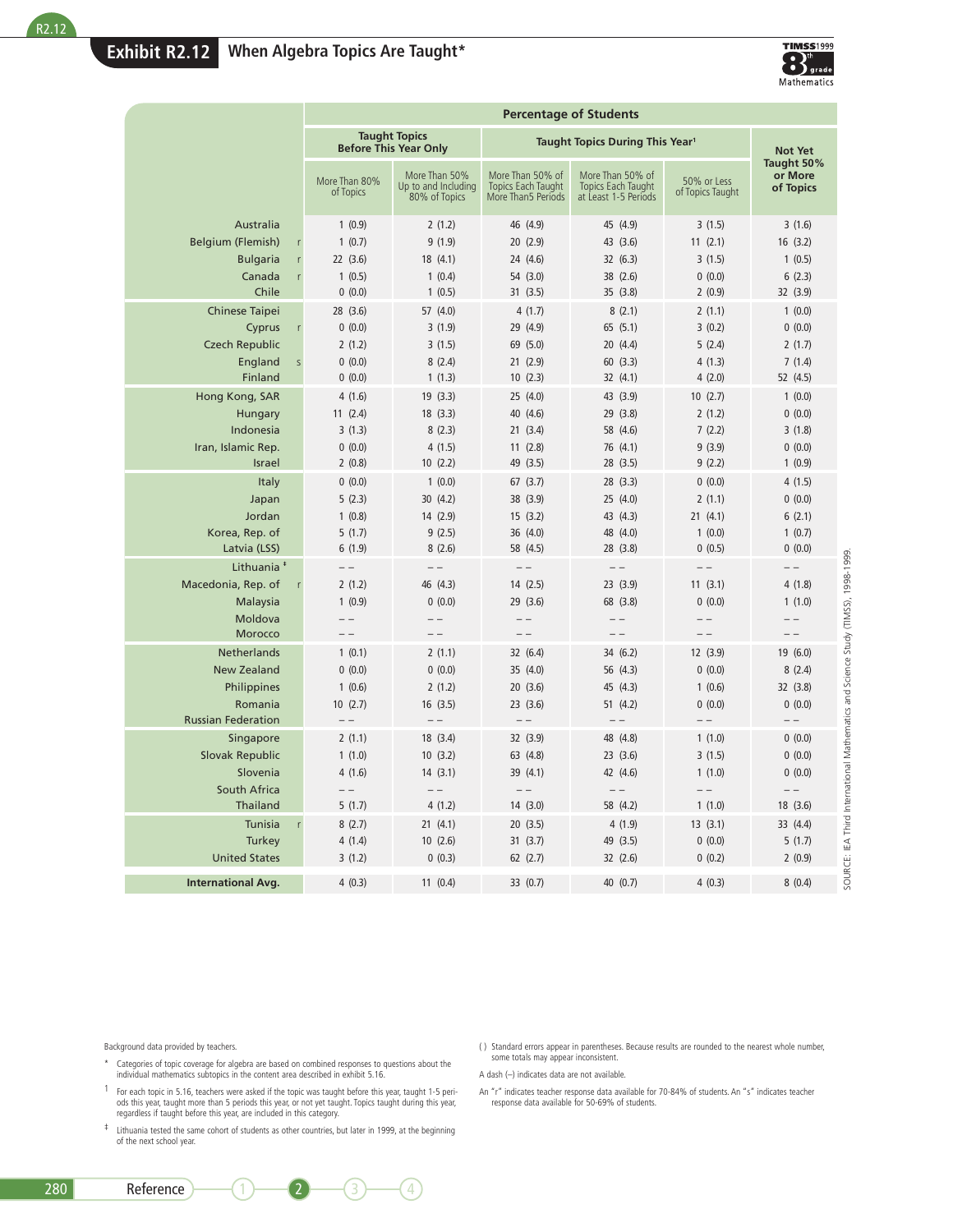R2.12

## Exhibit R2.12 When Algebra Topics Are Taught*

TIMSS 1999 8th grade Mathematics

| | | Percentage of Students | | | | | |
|---|---|---|---|---|---|---|---|
| | | Taught Topics Before This Year Only | | Taught Topics During This Year[1] | | | Not Yet Taught 50% or More of Topics |
| | | More Than 80% of Topics | More Than 50% Up to and Including 80% of Topics | More Than 50% of Topics Each Taught More Than5 Periods | More Than 50% of Topics Each Taught at Least 1-5 Periods | 50% or Less of Topics Taught | |
| Australia | | 1 (0.9) | 2 (1.2) | 46 (4.9) | 45 (4.9) | 3 (1.5) | 3 (1.6) |
| Belgium (Flemish) | r | 1 (0.7) | 9 (1.9) | 20 (2.9) | 43 (3.6) | 11 (2.1) | 16 (3.2) |
| Bulgaria | r | 22 (3.6) | 18 (4.1) | 24 (4.6) | 32 (6.3) | 3 (1.5) | 1 (0.5) |
| Canada | r | 1 (0.5) | 1 (0.4) | 54 (3.0) | 38 (2.6) | 0 (0.0) | 6 (2.3) |
| Chile | | 0 (0.0) | 1 (0.5) | 31 (3.5) | 35 (3.8) | 2 (0.9) | 32 (3.9) |
| Chinese Taipei | | 28 (3.6) | 57 (4.0) | 4 (1.7) | 8 (2.1) | 2 (1.1) | 1 (0.0) |
| Cyprus | r | 0 (0.0) | 3 (1.9) | 29 (4.9) | 65 (5.1) | 3 (0.2) | 0 (0.0) |
| Czech Republic | | 2 (1.2) | 3 (1.5) | 69 (5.0) | 20 (4.4) | 5 (2.4) | 2 (1.7) |
| England | s | 0 (0.0) | 8 (2.4) | 21 (2.9) | 60 (3.3) | 4 (1.3) | 7 (1.4) |
| Finland | | 0 (0.0) | 1 (1.3) | 10 (2.3) | 32 (4.1) | 4 (2.0) | 52 (4.5) |
| Hong Kong, SAR | | 4 (1.6) | 19 (3.3) | 25 (4.0) | 43 (3.9) | 10 (2.7) | 1 (0.0) |
| Hungary | | 11 (2.4) | 18 (3.3) | 40 (4.6) | 29 (3.8) | 2 (1.2) | 0 (0.0) |
| Indonesia | | 3 (1.3) | 8 (2.3) | 21 (3.4) | 58 (4.6) | 7 (2.2) | 3 (1.8) |
| Iran, Islamic Rep. | | 0 (0.0) | 4 (1.5) | 11 (2.8) | 76 (4.1) | 9 (3.9) | 0 (0.0) |
| Israel | | 2 (0.8) | 10 (2.2) | 49 (3.5) | 28 (3.5) | 9 (2.2) | 1 (0.9) |
| Italy | | 0 (0.0) | 1 (0.0) | 67 (3.7) | 28 (3.3) | 0 (0.0) | 4 (1.5) |
| Japan | | 5 (2.3) | 30 (4.2) | 38 (3.9) | 25 (4.0) | 2 (1.1) | 0 (0.0) |
| Jordan | | 1 (0.8) | 14 (2.9) | 15 (3.2) | 43 (4.3) | 21 (4.1) | 6 (2.1) |
| Korea, Rep. of | | 5 (1.7) | 9 (2.5) | 36 (4.0) | 48 (4.0) | 1 (0.0) | 1 (0.7) |
| Latvia (LSS) | | 6 (1.9) | 8 (2.6) | 58 (4.5) | 28 (3.8) | 0 (0.5) | 0 (0.0) |
| Lithuania ‡ | | – – | – – | – – | – – | – – | – – |
| Macedonia, Rep. of | r | 2 (1.2) | 46 (4.3) | 14 (2.5) | 23 (3.9) | 11 (3.1) | 4 (1.8) |
| Malaysia | | 1 (0.9) | 0 (0.0) | 29 (3.6) | 68 (3.8) | 0 (0.0) | 1 (1.0) |
| Moldova | | – – | – – | – – | – – | – – | – – |
| Morocco | | – – | – – | – – | – – | – – | – – |
| Netherlands | | 1 (0.1) | 2 (1.1) | 32 (6.4) | 34 (6.2) | 12 (3.9) | 19 (6.0) |
| New Zealand | | 0 (0.0) | 0 (0.0) | 35 (4.0) | 56 (4.3) | 0 (0.0) | 8 (2.4) |
| Philippines | | 1 (0.6) | 2 (1.2) | 20 (3.6) | 45 (4.3) | 1 (0.6) | 32 (3.8) |
| Romania | | 10 (2.7) | 16 (3.5) | 23 (3.6) | 51 (4.2) | 0 (0.0) | 0 (0.0) |
| Russian Federation | | – – | – – | – – | – – | – – | – – |
| Singapore | | 2 (1.1) | 18 (3.4) | 32 (3.9) | 48 (4.8) | 1 (1.0) | 0 (0.0) |
| Slovak Republic | | 1 (1.0) | 10 (3.2) | 63 (4.8) | 23 (3.6) | 3 (1.5) | 0 (0.0) |
| Slovenia | | 4 (1.6) | 14 (3.1) | 39 (4.1) | 42 (4.6) | 1 (1.0) | 0 (0.0) |
| South Africa | | – – | – – | – – | – – | – – | – – |
| Thailand | | 5 (1.7) | 4 (1.2) | 14 (3.0) | 58 (4.2) | 1 (1.0) | 18 (3.6) |
| Tunisia | r | 8 (2.7) | 21 (4.1) | 20 (3.5) | 4 (1.9) | 13 (3.1) | 33 (4.4) |
| Turkey | | 4 (1.4) | 10 (2.6) | 31 (3.7) | 49 (3.5) | 0 (0.0) | 5 (1.7) |
| United States | | 3 (1.2) | 0 (0.3) | 62 (2.7) | 32 (2.6) | 0 (0.2) | 2 (0.9) |
| **International Avg.** | | 4 (0.3) | 11 (0.4) | 33 (0.7) | 40 (0.7) | 4 (0.3) | 8 (0.4) |

SOURCE: IEA Third International Mathematics and Science Study (TIMSS), 1998-1999.

Background data provided by teachers.

\* Categories of topic coverage for algebra are based on combined responses to questions about the individual mathematics subtopics in the content area described in exhibit 5.16.

[1] For each topic in 5.16, teachers were asked if the topic was taught before this year, taught 1-5 periods this year, taught more than 5 periods this year, or not yet taught. Topics taught during this year, regardless if taught before this year, are included in this category.

‡ Lithuania tested the same cohort of students as other countries, but later in 1999, at the beginning of the next school year.

( ) Standard errors appear in parentheses. Because results are rounded to the nearest whole number, some totals may appear inconsistent.

A dash (–) indicates data are not available.

An "r" indicates teacher response data available for 70-84% of students. An "s" indicates teacher response data available for 50-69% of students.